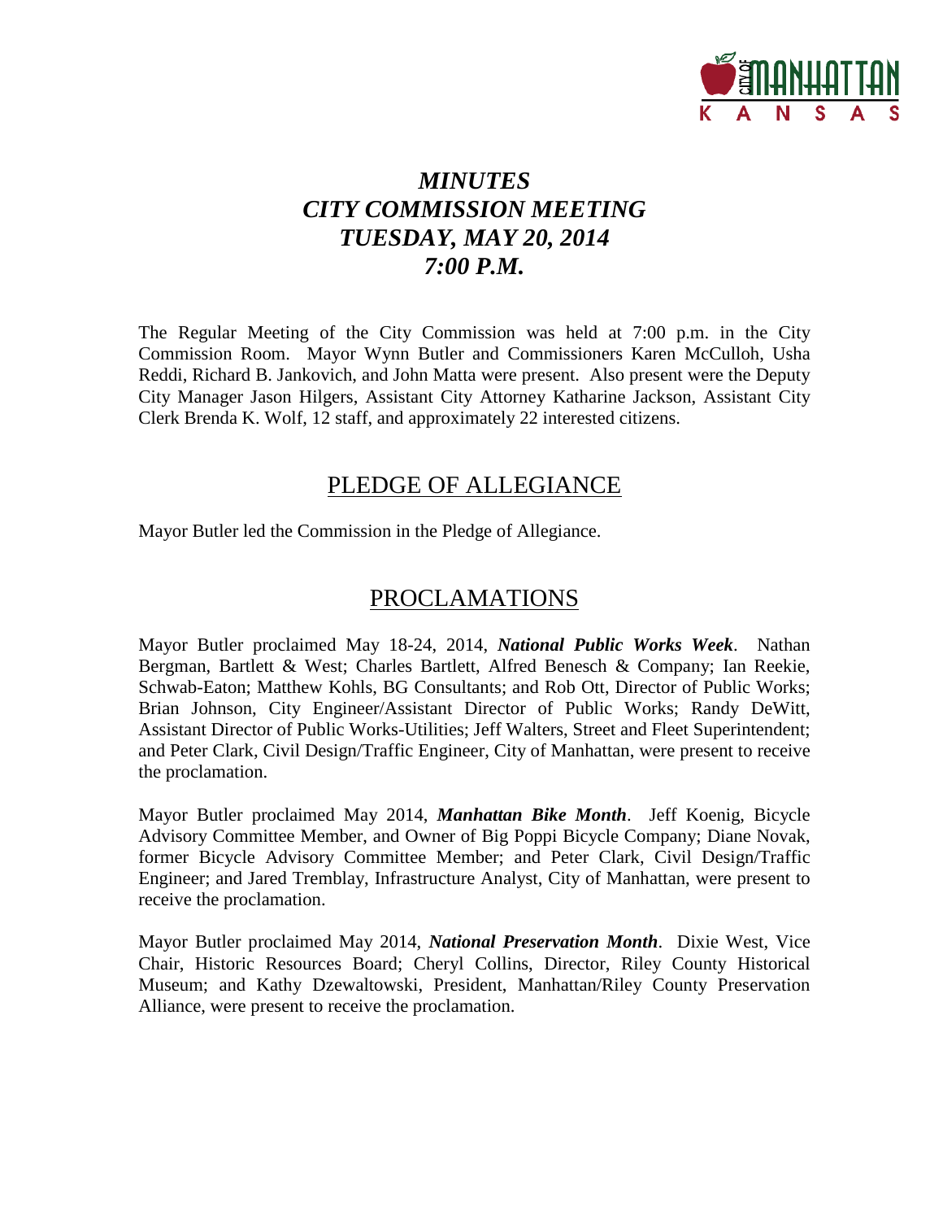# *MINUTES*
# *CITY COMMISSION MEETING*
# *TUESDAY, MAY 20, 2014*
# *7:00 P.M.*

The Regular Meeting of the City Commission was held at 7:00 p.m. in the City Commission Room. Mayor Wynn Butler and Commissioners Karen McCulloh, Usha Reddi, Richard B. Jankovich, and John Matta were present. Also present were the Deputy City Manager Jason Hilgers, Assistant City Attorney Katharine Jackson, Assistant City Clerk Brenda K. Wolf, 12 staff, and approximately 22 interested citizens.

## PLEDGE OF ALLEGIANCE

Mayor Butler led the Commission in the Pledge of Allegiance.

## PROCLAMATIONS

Mayor Butler proclaimed May 18-24, 2014, ***National Public Works Week***. Nathan Bergman, Bartlett & West; Charles Bartlett, Alfred Benesch & Company; Ian Reekie, Schwab-Eaton; Matthew Kohls, BG Consultants; and Rob Ott, Director of Public Works; Brian Johnson, City Engineer/Assistant Director of Public Works; Randy DeWitt, Assistant Director of Public Works-Utilities; Jeff Walters, Street and Fleet Superintendent; and Peter Clark, Civil Design/Traffic Engineer, City of Manhattan, were present to receive the proclamation.

Mayor Butler proclaimed May 2014, ***Manhattan Bike Month***. Jeff Koenig, Bicycle Advisory Committee Member, and Owner of Big Poppi Bicycle Company; Diane Novak, former Bicycle Advisory Committee Member; and Peter Clark, Civil Design/Traffic Engineer; and Jared Tremblay, Infrastructure Analyst, City of Manhattan, were present to receive the proclamation.

Mayor Butler proclaimed May 2014, ***National Preservation Month***. Dixie West, Vice Chair, Historic Resources Board; Cheryl Collins, Director, Riley County Historical Museum; and Kathy Dzewaltowski, President, Manhattan/Riley County Preservation Alliance, were present to receive the proclamation.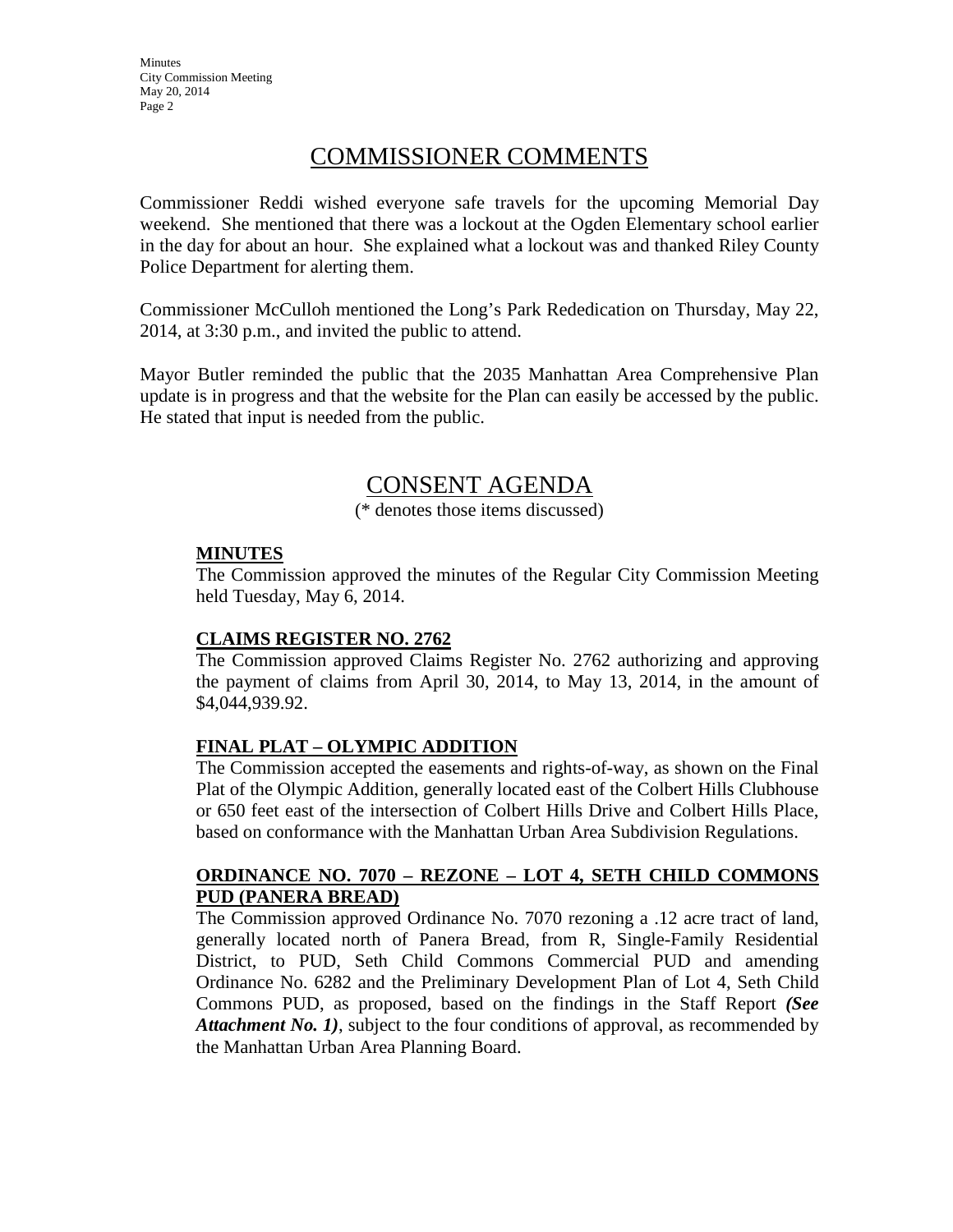# COMMISSIONER COMMENTS

Commissioner Reddi wished everyone safe travels for the upcoming Memorial Day weekend. She mentioned that there was a lockout at the Ogden Elementary school earlier in the day for about an hour. She explained what a lockout was and thanked Riley County Police Department for alerting them.

Commissioner McCulloh mentioned the Long's Park Rededication on Thursday, May 22, 2014, at 3:30 p.m., and invited the public to attend.

Mayor Butler reminded the public that the 2035 Manhattan Area Comprehensive Plan update is in progress and that the website for the Plan can easily be accessed by the public. He stated that input is needed from the public.

# CONSENT AGENDA

(* denotes those items discussed)

**MINUTES**

The Commission approved the minutes of the Regular City Commission Meeting held Tuesday, May 6, 2014.

**CLAIMS REGISTER NO. 2762**

The Commission approved Claims Register No. 2762 authorizing and approving the payment of claims from April 30, 2014, to May 13, 2014, in the amount of $4,044,939.92.

**FINAL PLAT – OLYMPIC ADDITION**

The Commission accepted the easements and rights-of-way, as shown on the Final Plat of the Olympic Addition, generally located east of the Colbert Hills Clubhouse or 650 feet east of the intersection of Colbert Hills Drive and Colbert Hills Place, based on conformance with the Manhattan Urban Area Subdivision Regulations.

**ORDINANCE NO. 7070 – REZONE – LOT 4, SETH CHILD COMMONS PUD (PANERA BREAD)**

The Commission approved Ordinance No. 7070 rezoning a .12 acre tract of land, generally located north of Panera Bread, from R, Single-Family Residential District, to PUD, Seth Child Commons Commercial PUD and amending Ordinance No. 6282 and the Preliminary Development Plan of Lot 4, Seth Child Commons PUD, as proposed, based on the findings in the Staff Report ***(See Attachment No. 1)***, subject to the four conditions of approval, as recommended by the Manhattan Urban Area Planning Board.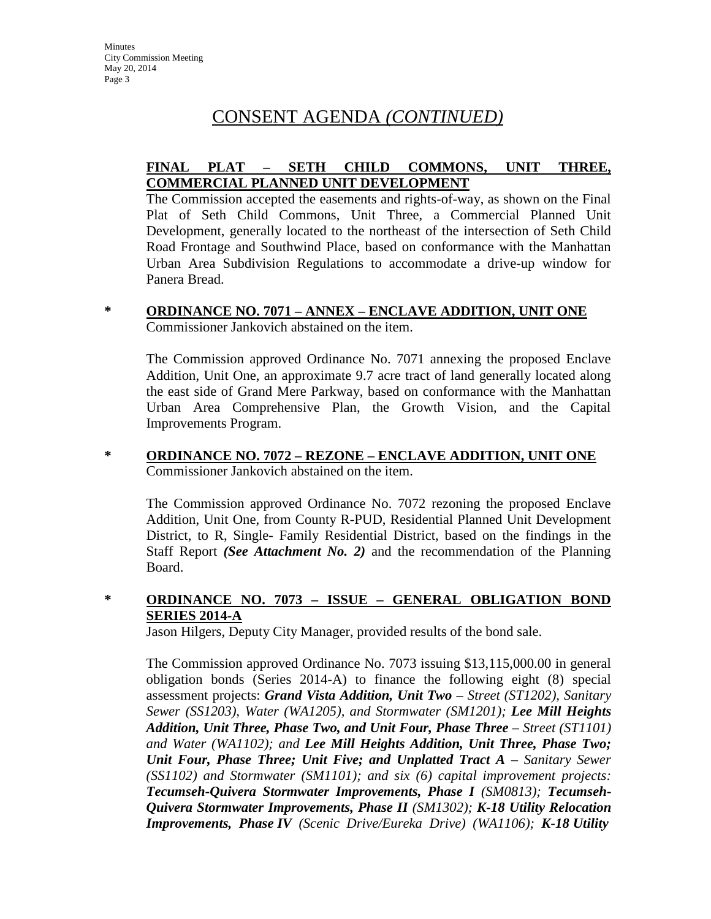# CONSENT AGENDA *(CONTINUED)*

**FINAL PLAT – SETH CHILD COMMONS, UNIT THREE, COMMERCIAL PLANNED UNIT DEVELOPMENT**

The Commission accepted the easements and rights-of-way, as shown on the Final Plat of Seth Child Commons, Unit Three, a Commercial Planned Unit Development, generally located to the northeast of the intersection of Seth Child Road Frontage and Southwind Place, based on conformance with the Manhattan Urban Area Subdivision Regulations to accommodate a drive-up window for Panera Bread.

**\* ORDINANCE NO. 7071 – ANNEX – ENCLAVE ADDITION, UNIT ONE**

Commissioner Jankovich abstained on the item.

The Commission approved Ordinance No. 7071 annexing the proposed Enclave Addition, Unit One, an approximate 9.7 acre tract of land generally located along the east side of Grand Mere Parkway, based on conformance with the Manhattan Urban Area Comprehensive Plan, the Growth Vision, and the Capital Improvements Program.

**\* ORDINANCE NO. 7072 – REZONE – ENCLAVE ADDITION, UNIT ONE**

Commissioner Jankovich abstained on the item.

The Commission approved Ordinance No. 7072 rezoning the proposed Enclave Addition, Unit One, from County R-PUD, Residential Planned Unit Development District, to R, Single- Family Residential District, based on the findings in the Staff Report ***(See Attachment No. 2)*** and the recommendation of the Planning Board.

**\* ORDINANCE NO. 7073 – ISSUE – GENERAL OBLIGATION BOND SERIES 2014-A**

Jason Hilgers, Deputy City Manager, provided results of the bond sale.

The Commission approved Ordinance No. 7073 issuing $13,115,000.00 in general obligation bonds (Series 2014-A) to finance the following eight (8) special assessment projects: ***Grand Vista Addition, Unit Two*** *– Street (ST1202), Sanitary Sewer (SS1203), Water (WA1205), and Stormwater (SM1201);* ***Lee Mill Heights Addition, Unit Three, Phase Two, and Unit Four, Phase Three*** *– Street (ST1101) and Water (WA1102); and* ***Lee Mill Heights Addition, Unit Three, Phase Two; Unit Four, Phase Three; Unit Five; and Unplatted Tract A*** *– Sanitary Sewer (SS1102) and Stormwater (SM1101);* and six (6) capital improvement projects: ***Tecumseh-Quivera Stormwater Improvements, Phase I*** *(SM0813);* ***Tecumseh-Quivera Stormwater Improvements, Phase II*** *(SM1302);* ***K-18 Utility Relocation Improvements, Phase IV*** *(Scenic Drive/Eureka Drive) (WA1106);* ***K-18 Utility***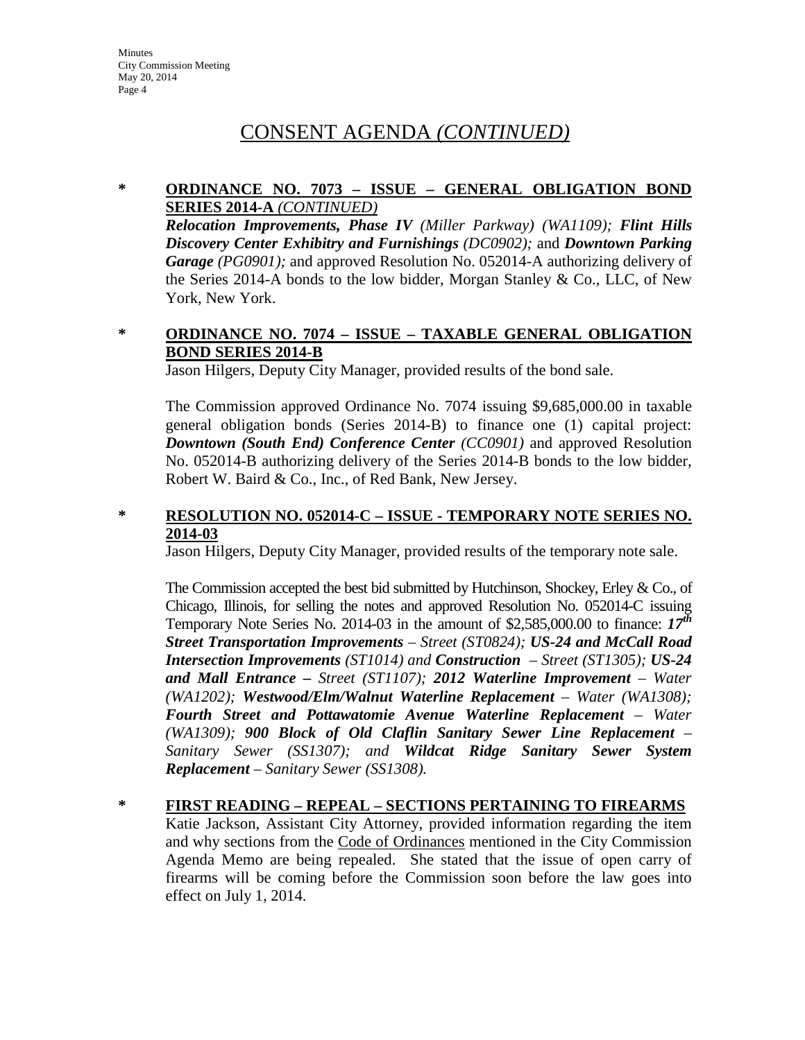## CONSENT AGENDA *(CONTINUED)*

\* **ORDINANCE NO. 7073 – ISSUE – GENERAL OBLIGATION BOND SERIES 2014-A** *(CONTINUED)*

***Relocation Improvements, Phase IV*** *(Miller Parkway) (WA1109);* ***Flint Hills Discovery Center Exhibitry and Furnishings*** *(DC0902);* and ***Downtown Parking Garage*** *(PG0901);* and approved Resolution No. 052014-A authorizing delivery of the Series 2014-A bonds to the low bidder, Morgan Stanley & Co., LLC, of New York, New York.

\* **ORDINANCE NO. 7074 – ISSUE – TAXABLE GENERAL OBLIGATION BOND SERIES 2014-B**

Jason Hilgers, Deputy City Manager, provided results of the bond sale.

The Commission approved Ordinance No. 7074 issuing $9,685,000.00 in taxable general obligation bonds (Series 2014-B) to finance one (1) capital project: ***Downtown (South End) Conference Center*** *(CC0901)* and approved Resolution No. 052014-B authorizing delivery of the Series 2014-B bonds to the low bidder, Robert W. Baird & Co., Inc., of Red Bank, New Jersey.

\* **RESOLUTION NO. 052014-C – ISSUE - TEMPORARY NOTE SERIES NO. 2014-03**

Jason Hilgers, Deputy City Manager, provided results of the temporary note sale.

The Commission accepted the best bid submitted by Hutchinson, Shockey, Erley & Co., of Chicago, Illinois, for selling the notes and approved Resolution No. 052014-C issuing Temporary Note Series No. 2014-03 in the amount of $2,585,000.00 to finance: ***17th Street Transportation Improvements*** *– Street (ST0824);* ***US-24 and McCall Road Intersection Improvements*** *(ST1014) and* ***Construction*** *– Street (ST1305);* ***US-24 and Mall Entrance –*** *Street (ST1107);* ***2012 Waterline Improvement*** *– Water (WA1202);* ***Westwood/Elm/Walnut Waterline Replacement*** *– Water (WA1308);* ***Fourth Street and Pottawatomie Avenue Waterline Replacement*** *– Water (WA1309);* ***900 Block of Old Claflin Sanitary Sewer Line Replacement*** *– Sanitary Sewer (SS1307); and* ***Wildcat Ridge Sanitary Sewer System Replacement*** *– Sanitary Sewer (SS1308).*

\* **FIRST READING – REPEAL – SECTIONS PERTAINING TO FIREARMS**

Katie Jackson, Assistant City Attorney, provided information regarding the item and why sections from the Code of Ordinances mentioned in the City Commission Agenda Memo are being repealed. She stated that the issue of open carry of firearms will be coming before the Commission soon before the law goes into effect on July 1, 2014.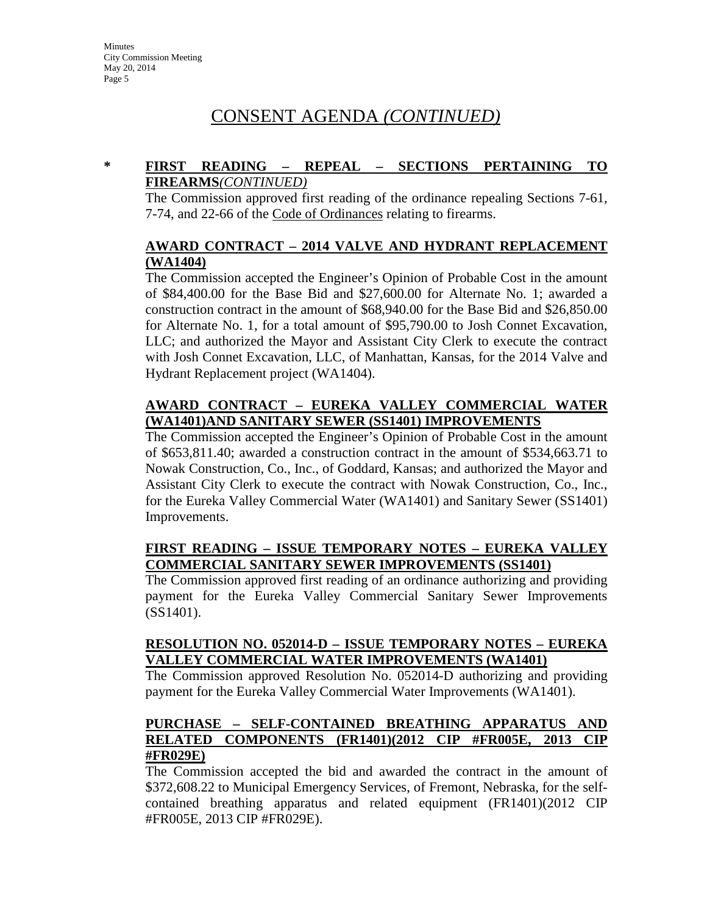# CONSENT AGENDA *(CONTINUED)*

**\* FIRST READING – REPEAL – SECTIONS PERTAINING TO FIREARMS*(CONTINUED)***

The Commission approved first reading of the ordinance repealing Sections 7-61, 7-74, and 22-66 of the Code of Ordinances relating to firearms.

**AWARD CONTRACT – 2014 VALVE AND HYDRANT REPLACEMENT (WA1404)**

The Commission accepted the Engineer's Opinion of Probable Cost in the amount of $84,400.00 for the Base Bid and $27,600.00 for Alternate No. 1; awarded a construction contract in the amount of $68,940.00 for the Base Bid and $26,850.00 for Alternate No. 1, for a total amount of $95,790.00 to Josh Connet Excavation, LLC; and authorized the Mayor and Assistant City Clerk to execute the contract with Josh Connet Excavation, LLC, of Manhattan, Kansas, for the 2014 Valve and Hydrant Replacement project (WA1404).

**AWARD CONTRACT – EUREKA VALLEY COMMERCIAL WATER (WA1401)AND SANITARY SEWER (SS1401) IMPROVEMENTS**

The Commission accepted the Engineer's Opinion of Probable Cost in the amount of $653,811.40; awarded a construction contract in the amount of $534,663.71 to Nowak Construction, Co., Inc., of Goddard, Kansas; and authorized the Mayor and Assistant City Clerk to execute the contract with Nowak Construction, Co., Inc., for the Eureka Valley Commercial Water (WA1401) and Sanitary Sewer (SS1401) Improvements.

**FIRST READING – ISSUE TEMPORARY NOTES – EUREKA VALLEY COMMERCIAL SANITARY SEWER IMPROVEMENTS (SS1401)**

The Commission approved first reading of an ordinance authorizing and providing payment for the Eureka Valley Commercial Sanitary Sewer Improvements (SS1401).

**RESOLUTION NO. 052014-D – ISSUE TEMPORARY NOTES – EUREKA VALLEY COMMERCIAL WATER IMPROVEMENTS (WA1401)**

The Commission approved Resolution No. 052014-D authorizing and providing payment for the Eureka Valley Commercial Water Improvements (WA1401).

**PURCHASE – SELF-CONTAINED BREATHING APPARATUS AND RELATED COMPONENTS (FR1401)(2012 CIP #FR005E, 2013 CIP #FR029E)**

The Commission accepted the bid and awarded the contract in the amount of $372,608.22 to Municipal Emergency Services, of Fremont, Nebraska, for the self-contained breathing apparatus and related equipment (FR1401)(2012 CIP #FR005E, 2013 CIP #FR029E).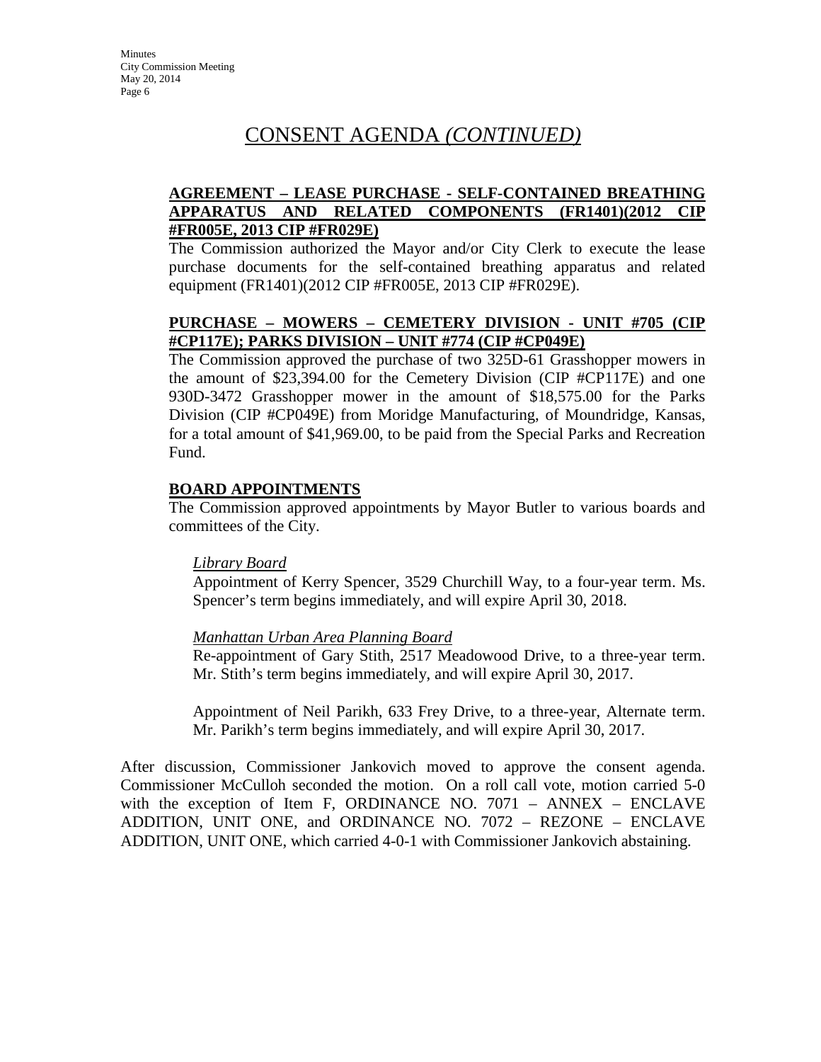# CONSENT AGENDA *(CONTINUED)*

**AGREEMENT – LEASE PURCHASE - SELF-CONTAINED BREATHING APPARATUS AND RELATED COMPONENTS (FR1401)(2012 CIP #FR005E, 2013 CIP #FR029E)**

The Commission authorized the Mayor and/or City Clerk to execute the lease purchase documents for the self-contained breathing apparatus and related equipment (FR1401)(2012 CIP #FR005E, 2013 CIP #FR029E).

**PURCHASE – MOWERS – CEMETERY DIVISION - UNIT #705 (CIP #CP117E); PARKS DIVISION – UNIT #774 (CIP #CP049E)**

The Commission approved the purchase of two 325D-61 Grasshopper mowers in the amount of $23,394.00 for the Cemetery Division (CIP #CP117E) and one 930D-3472 Grasshopper mower in the amount of $18,575.00 for the Parks Division (CIP #CP049E) from Moridge Manufacturing, of Moundridge, Kansas, for a total amount of $41,969.00, to be paid from the Special Parks and Recreation Fund.

**BOARD APPOINTMENTS**

The Commission approved appointments by Mayor Butler to various boards and committees of the City.

*Library Board*

Appointment of Kerry Spencer, 3529 Churchill Way, to a four-year term. Ms. Spencer's term begins immediately, and will expire April 30, 2018.

*Manhattan Urban Area Planning Board*

Re-appointment of Gary Stith, 2517 Meadowood Drive, to a three-year term. Mr. Stith's term begins immediately, and will expire April 30, 2017.

Appointment of Neil Parikh, 633 Frey Drive, to a three-year, Alternate term. Mr. Parikh's term begins immediately, and will expire April 30, 2017.

After discussion, Commissioner Jankovich moved to approve the consent agenda. Commissioner McCulloh seconded the motion. On a roll call vote, motion carried 5-0 with the exception of Item F, ORDINANCE NO. 7071 – ANNEX – ENCLAVE ADDITION, UNIT ONE, and ORDINANCE NO. 7072 – REZONE – ENCLAVE ADDITION, UNIT ONE, which carried 4-0-1 with Commissioner Jankovich abstaining.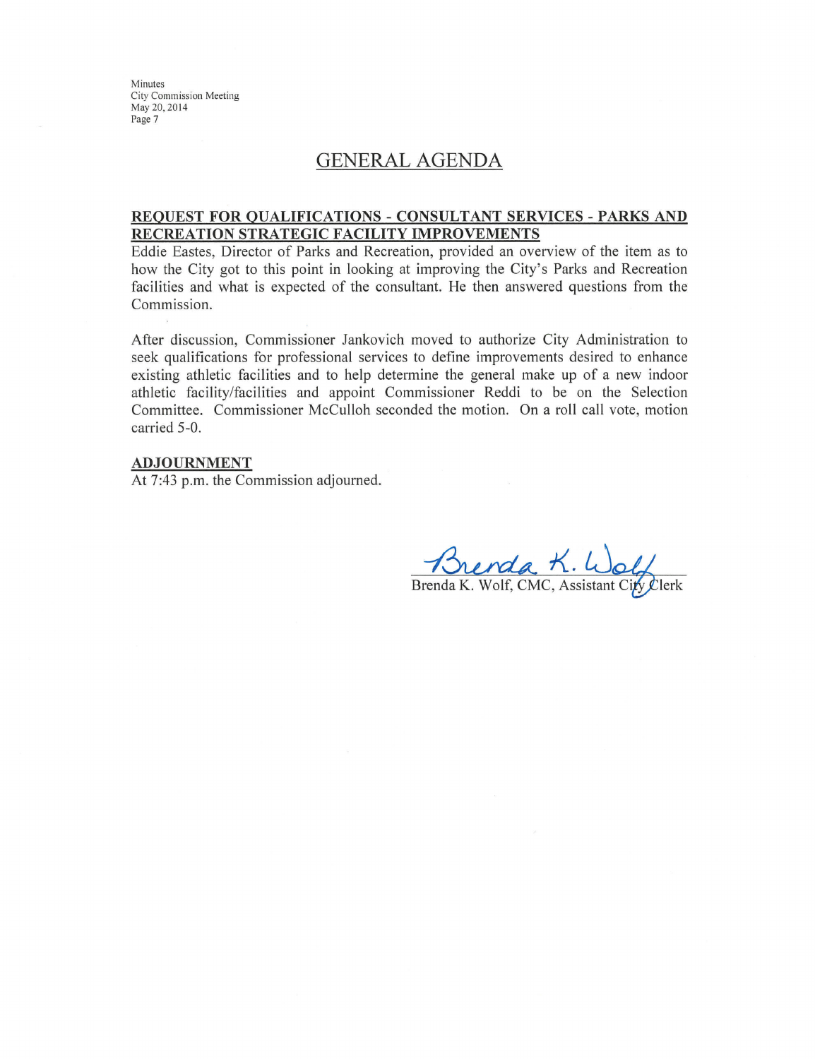## GENERAL AGENDA

**REQUEST FOR QUALIFICATIONS - CONSULTANT SERVICES - PARKS AND RECREATION STRATEGIC FACILITY IMPROVEMENTS**

Eddie Eastes, Director of Parks and Recreation, provided an overview of the item as to how the City got to this point in looking at improving the City's Parks and Recreation facilities and what is expected of the consultant. He then answered questions from the Commission.

After discussion, Commissioner Jankovich moved to authorize City Administration to seek qualifications for professional services to define improvements desired to enhance existing athletic facilities and to help determine the general make up of a new indoor athletic facility/facilities and appoint Commissioner Reddi to be on the Selection Committee. Commissioner McCulloh seconded the motion. On a roll call vote, motion carried 5-0.

**ADJOURNMENT**

At 7:43 p.m. the Commission adjourned.

Brenda K. Wolf, CMC, Assistant City Clerk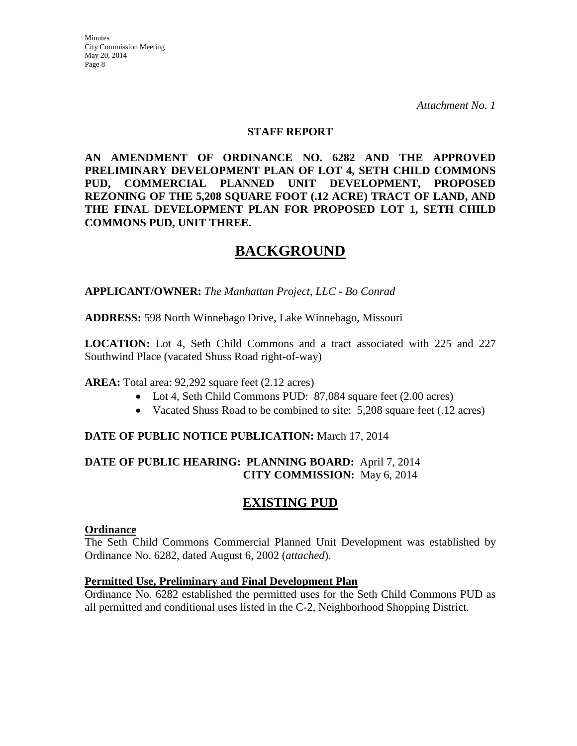*Attachment No. 1*

**STAFF REPORT**

**AN AMENDMENT OF ORDINANCE NO. 6282 AND THE APPROVED PRELIMINARY DEVELOPMENT PLAN OF LOT 4, SETH CHILD COMMONS PUD, COMMERCIAL PLANNED UNIT DEVELOPMENT, PROPOSED REZONING OF THE 5,208 SQUARE FOOT (.12 ACRE) TRACT OF LAND, AND THE FINAL DEVELOPMENT PLAN FOR PROPOSED LOT 1, SETH CHILD COMMONS PUD, UNIT THREE.**

# BACKGROUND

**APPLICANT/OWNER:** *The Manhattan Project, LLC - Bo Conrad*

**ADDRESS:** 598 North Winnebago Drive, Lake Winnebago, Missouri

**LOCATION:** Lot 4, Seth Child Commons and a tract associated with 225 and 227 Southwind Place (vacated Shuss Road right-of-way)

**AREA:** Total area: 92,292 square feet (2.12 acres)

- Lot 4, Seth Child Commons PUD: 87,084 square feet (2.00 acres)
- Vacated Shuss Road to be combined to site: 5,208 square feet (.12 acres)

**DATE OF PUBLIC NOTICE PUBLICATION:** March 17, 2014

**DATE OF PUBLIC HEARING: PLANNING BOARD:** April 7, 2014
**CITY COMMISSION:** May 6, 2014

## EXISTING PUD

**Ordinance**

The Seth Child Commons Commercial Planned Unit Development was established by Ordinance No. 6282, dated August 6, 2002 (*attached*).

**Permitted Use, Preliminary and Final Development Plan**

Ordinance No. 6282 established the permitted uses for the Seth Child Commons PUD as all permitted and conditional uses listed in the C-2, Neighborhood Shopping District.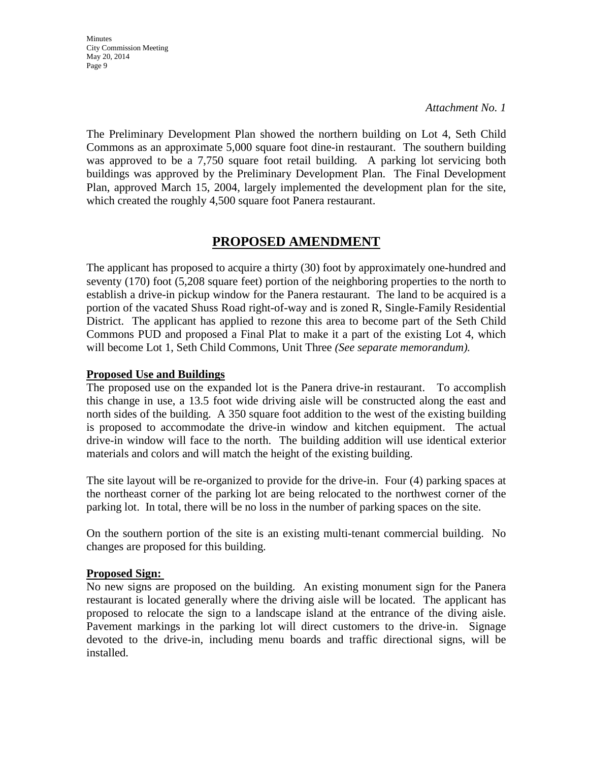*Attachment No. 1*

The Preliminary Development Plan showed the northern building on Lot 4, Seth Child Commons as an approximate 5,000 square foot dine-in restaurant. The southern building was approved to be a 7,750 square foot retail building. A parking lot servicing both buildings was approved by the Preliminary Development Plan. The Final Development Plan, approved March 15, 2004, largely implemented the development plan for the site, which created the roughly 4,500 square foot Panera restaurant.

## PROPOSED AMENDMENT

The applicant has proposed to acquire a thirty (30) foot by approximately one-hundred and seventy (170) foot (5,208 square feet) portion of the neighboring properties to the north to establish a drive-in pickup window for the Panera restaurant. The land to be acquired is a portion of the vacated Shuss Road right-of-way and is zoned R, Single-Family Residential District. The applicant has applied to rezone this area to become part of the Seth Child Commons PUD and proposed a Final Plat to make it a part of the existing Lot 4, which will become Lot 1, Seth Child Commons, Unit Three *(See separate memorandum).*

**Proposed Use and Buildings**

The proposed use on the expanded lot is the Panera drive-in restaurant. To accomplish this change in use, a 13.5 foot wide driving aisle will be constructed along the east and north sides of the building. A 350 square foot addition to the west of the existing building is proposed to accommodate the drive-in window and kitchen equipment. The actual drive-in window will face to the north. The building addition will use identical exterior materials and colors and will match the height of the existing building.

The site layout will be re-organized to provide for the drive-in. Four (4) parking spaces at the northeast corner of the parking lot are being relocated to the northwest corner of the parking lot. In total, there will be no loss in the number of parking spaces on the site.

On the southern portion of the site is an existing multi-tenant commercial building. No changes are proposed for this building.

**Proposed Sign:**

No new signs are proposed on the building. An existing monument sign for the Panera restaurant is located generally where the driving aisle will be located. The applicant has proposed to relocate the sign to a landscape island at the entrance of the diving aisle. Pavement markings in the parking lot will direct customers to the drive-in. Signage devoted to the drive-in, including menu boards and traffic directional signs, will be installed.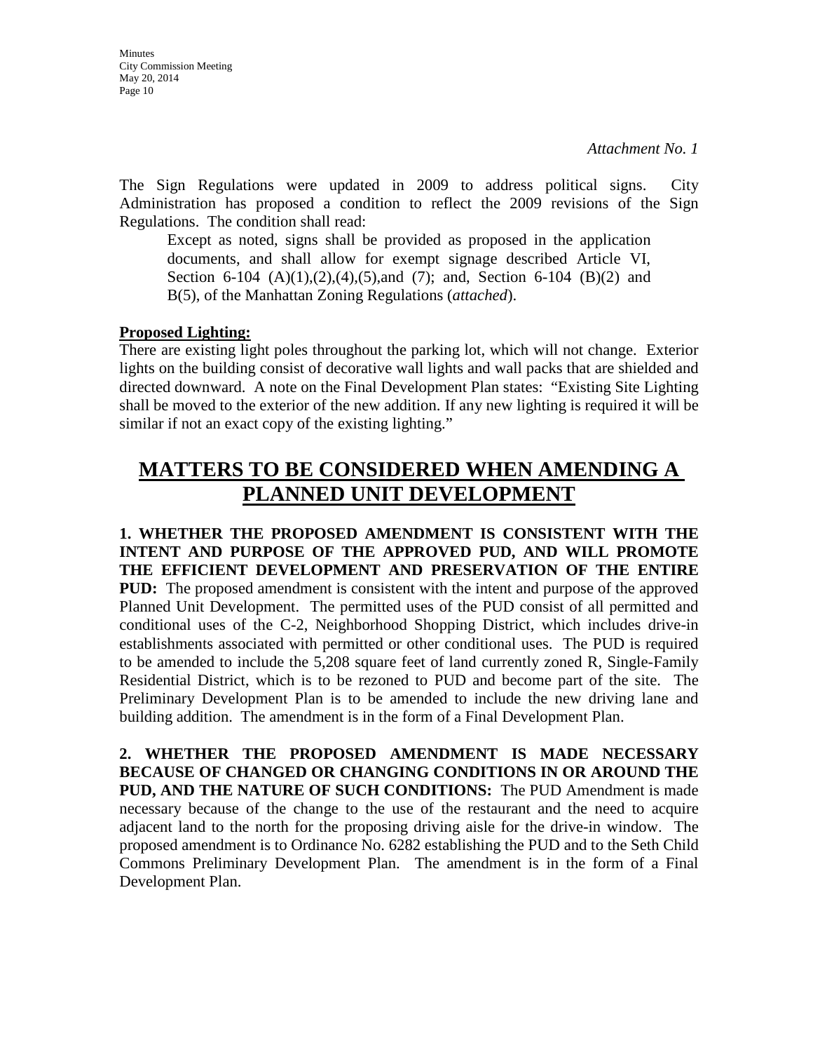*Attachment No. 1*

The Sign Regulations were updated in 2009 to address political signs. City Administration has proposed a condition to reflect the 2009 revisions of the Sign Regulations. The condition shall read:

> Except as noted, signs shall be provided as proposed in the application documents, and shall allow for exempt signage described Article VI, Section 6-104 (A)(1),(2),(4),(5),and (7); and, Section 6-104 (B)(2) and B(5), of the Manhattan Zoning Regulations (*attached*).

**Proposed Lighting:**

There are existing light poles throughout the parking lot, which will not change. Exterior lights on the building consist of decorative wall lights and wall packs that are shielded and directed downward. A note on the Final Development Plan states: "Existing Site Lighting shall be moved to the exterior of the new addition. If any new lighting is required it will be similar if not an exact copy of the existing lighting."

# MATTERS TO BE CONSIDERED WHEN AMENDING A PLANNED UNIT DEVELOPMENT

**1. WHETHER THE PROPOSED AMENDMENT IS CONSISTENT WITH THE INTENT AND PURPOSE OF THE APPROVED PUD, AND WILL PROMOTE THE EFFICIENT DEVELOPMENT AND PRESERVATION OF THE ENTIRE PUD:** The proposed amendment is consistent with the intent and purpose of the approved Planned Unit Development. The permitted uses of the PUD consist of all permitted and conditional uses of the C-2, Neighborhood Shopping District, which includes drive-in establishments associated with permitted or other conditional uses. The PUD is required to be amended to include the 5,208 square feet of land currently zoned R, Single-Family Residential District, which is to be rezoned to PUD and become part of the site. The Preliminary Development Plan is to be amended to include the new driving lane and building addition. The amendment is in the form of a Final Development Plan.

**2. WHETHER THE PROPOSED AMENDMENT IS MADE NECESSARY BECAUSE OF CHANGED OR CHANGING CONDITIONS IN OR AROUND THE PUD, AND THE NATURE OF SUCH CONDITIONS:** The PUD Amendment is made necessary because of the change to the use of the restaurant and the need to acquire adjacent land to the north for the proposing driving aisle for the drive-in window. The proposed amendment is to Ordinance No. 6282 establishing the PUD and to the Seth Child Commons Preliminary Development Plan. The amendment is in the form of a Final Development Plan.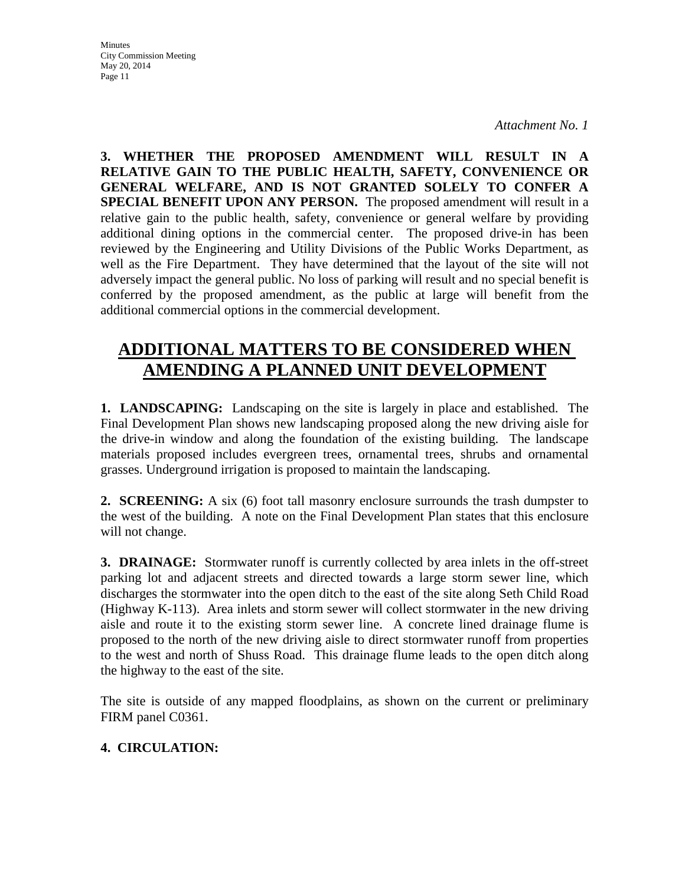*Attachment No. 1*

**3. WHETHER THE PROPOSED AMENDMENT WILL RESULT IN A RELATIVE GAIN TO THE PUBLIC HEALTH, SAFETY, CONVENIENCE OR GENERAL WELFARE, AND IS NOT GRANTED SOLELY TO CONFER A SPECIAL BENEFIT UPON ANY PERSON.** The proposed amendment will result in a relative gain to the public health, safety, convenience or general welfare by providing additional dining options in the commercial center. The proposed drive-in has been reviewed by the Engineering and Utility Divisions of the Public Works Department, as well as the Fire Department. They have determined that the layout of the site will not adversely impact the general public. No loss of parking will result and no special benefit is conferred by the proposed amendment, as the public at large will benefit from the additional commercial options in the commercial development.

## ADDITIONAL MATTERS TO BE CONSIDERED WHEN AMENDING A PLANNED UNIT DEVELOPMENT

**1. LANDSCAPING:** Landscaping on the site is largely in place and established. The Final Development Plan shows new landscaping proposed along the new driving aisle for the drive-in window and along the foundation of the existing building. The landscape materials proposed includes evergreen trees, ornamental trees, shrubs and ornamental grasses. Underground irrigation is proposed to maintain the landscaping.

**2. SCREENING:** A six (6) foot tall masonry enclosure surrounds the trash dumpster to the west of the building. A note on the Final Development Plan states that this enclosure will not change.

**3. DRAINAGE:** Stormwater runoff is currently collected by area inlets in the off-street parking lot and adjacent streets and directed towards a large storm sewer line, which discharges the stormwater into the open ditch to the east of the site along Seth Child Road (Highway K-113). Area inlets and storm sewer will collect stormwater in the new driving aisle and route it to the existing storm sewer line. A concrete lined drainage flume is proposed to the north of the new driving aisle to direct stormwater runoff from properties to the west and north of Shuss Road. This drainage flume leads to the open ditch along the highway to the east of the site.

The site is outside of any mapped floodplains, as shown on the current or preliminary FIRM panel C0361.

**4. CIRCULATION:**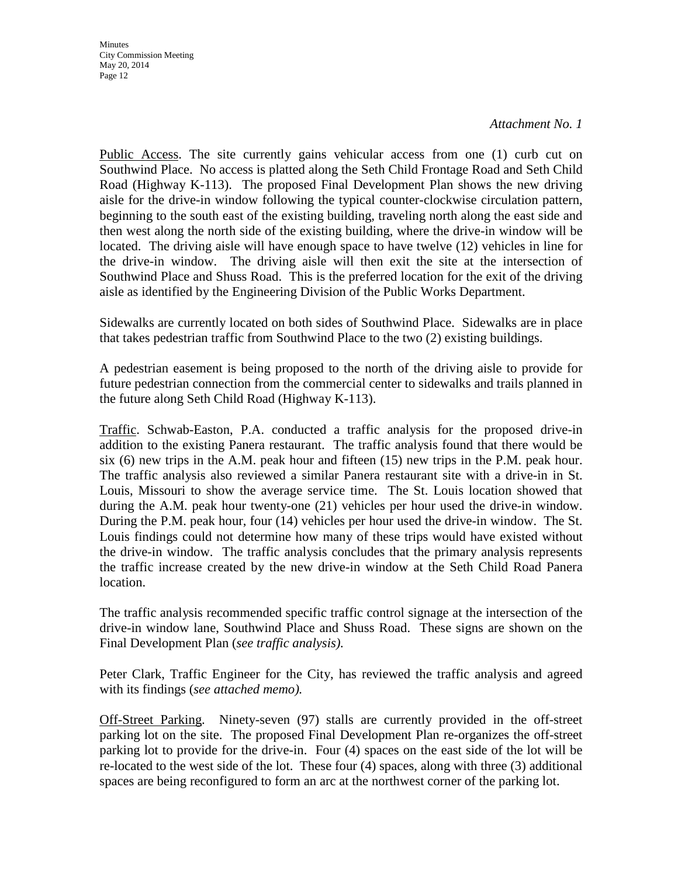*Attachment No. 1*

Public Access. The site currently gains vehicular access from one (1) curb cut on Southwind Place. No access is platted along the Seth Child Frontage Road and Seth Child Road (Highway K-113). The proposed Final Development Plan shows the new driving aisle for the drive-in window following the typical counter-clockwise circulation pattern, beginning to the south east of the existing building, traveling north along the east side and then west along the north side of the existing building, where the drive-in window will be located. The driving aisle will have enough space to have twelve (12) vehicles in line for the drive-in window. The driving aisle will then exit the site at the intersection of Southwind Place and Shuss Road. This is the preferred location for the exit of the driving aisle as identified by the Engineering Division of the Public Works Department.

Sidewalks are currently located on both sides of Southwind Place. Sidewalks are in place that takes pedestrian traffic from Southwind Place to the two (2) existing buildings.

A pedestrian easement is being proposed to the north of the driving aisle to provide for future pedestrian connection from the commercial center to sidewalks and trails planned in the future along Seth Child Road (Highway K-113).

Traffic. Schwab-Easton, P.A. conducted a traffic analysis for the proposed drive-in addition to the existing Panera restaurant. The traffic analysis found that there would be six (6) new trips in the A.M. peak hour and fifteen (15) new trips in the P.M. peak hour. The traffic analysis also reviewed a similar Panera restaurant site with a drive-in in St. Louis, Missouri to show the average service time. The St. Louis location showed that during the A.M. peak hour twenty-one (21) vehicles per hour used the drive-in window. During the P.M. peak hour, four (14) vehicles per hour used the drive-in window. The St. Louis findings could not determine how many of these trips would have existed without the drive-in window. The traffic analysis concludes that the primary analysis represents the traffic increase created by the new drive-in window at the Seth Child Road Panera location.

The traffic analysis recommended specific traffic control signage at the intersection of the drive-in window lane, Southwind Place and Shuss Road. These signs are shown on the Final Development Plan (*see traffic analysis).*

Peter Clark, Traffic Engineer for the City, has reviewed the traffic analysis and agreed with its findings (*see attached memo).*

Off-Street Parking. Ninety-seven (97) stalls are currently provided in the off-street parking lot on the site. The proposed Final Development Plan re-organizes the off-street parking lot to provide for the drive-in. Four (4) spaces on the east side of the lot will be re-located to the west side of the lot. These four (4) spaces, along with three (3) additional spaces are being reconfigured to form an arc at the northwest corner of the parking lot.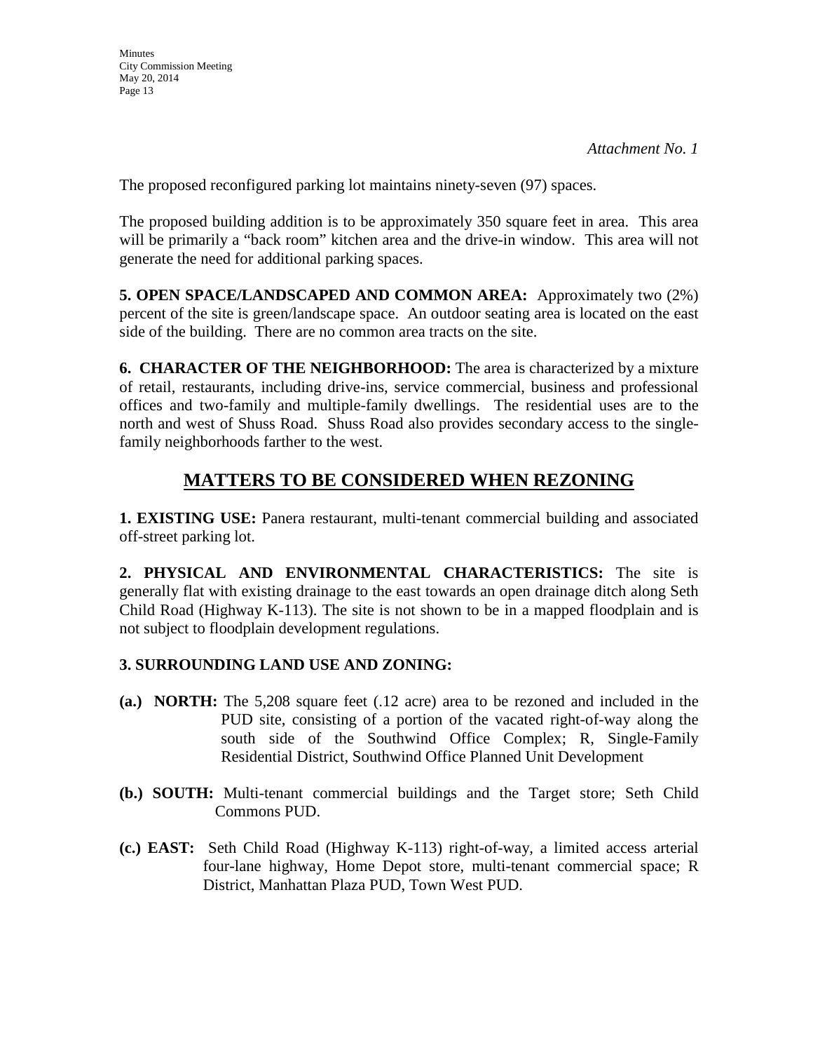*Attachment No. 1*

The proposed reconfigured parking lot maintains ninety-seven (97) spaces.

The proposed building addition is to be approximately 350 square feet in area. This area will be primarily a "back room" kitchen area and the drive-in window. This area will not generate the need for additional parking spaces.

**5. OPEN SPACE/LANDSCAPED AND COMMON AREA:** Approximately two (2%) percent of the site is green/landscape space. An outdoor seating area is located on the east side of the building. There are no common area tracts on the site.

**6. CHARACTER OF THE NEIGHBORHOOD:** The area is characterized by a mixture of retail, restaurants, including drive-ins, service commercial, business and professional offices and two-family and multiple-family dwellings. The residential uses are to the north and west of Shuss Road. Shuss Road also provides secondary access to the single-family neighborhoods farther to the west.

## MATTERS TO BE CONSIDERED WHEN REZONING

**1. EXISTING USE:** Panera restaurant, multi-tenant commercial building and associated off-street parking lot.

**2. PHYSICAL AND ENVIRONMENTAL CHARACTERISTICS:** The site is generally flat with existing drainage to the east towards an open drainage ditch along Seth Child Road (Highway K-113). The site is not shown to be in a mapped floodplain and is not subject to floodplain development regulations.

**3. SURROUNDING LAND USE AND ZONING:**

**(a.) NORTH:** The 5,208 square feet (.12 acre) area to be rezoned and included in the PUD site, consisting of a portion of the vacated right-of-way along the south side of the Southwind Office Complex; R, Single-Family Residential District, Southwind Office Planned Unit Development

**(b.) SOUTH:** Multi-tenant commercial buildings and the Target store; Seth Child Commons PUD.

**(c.) EAST:** Seth Child Road (Highway K-113) right-of-way, a limited access arterial four-lane highway, Home Depot store, multi-tenant commercial space; R District, Manhattan Plaza PUD, Town West PUD.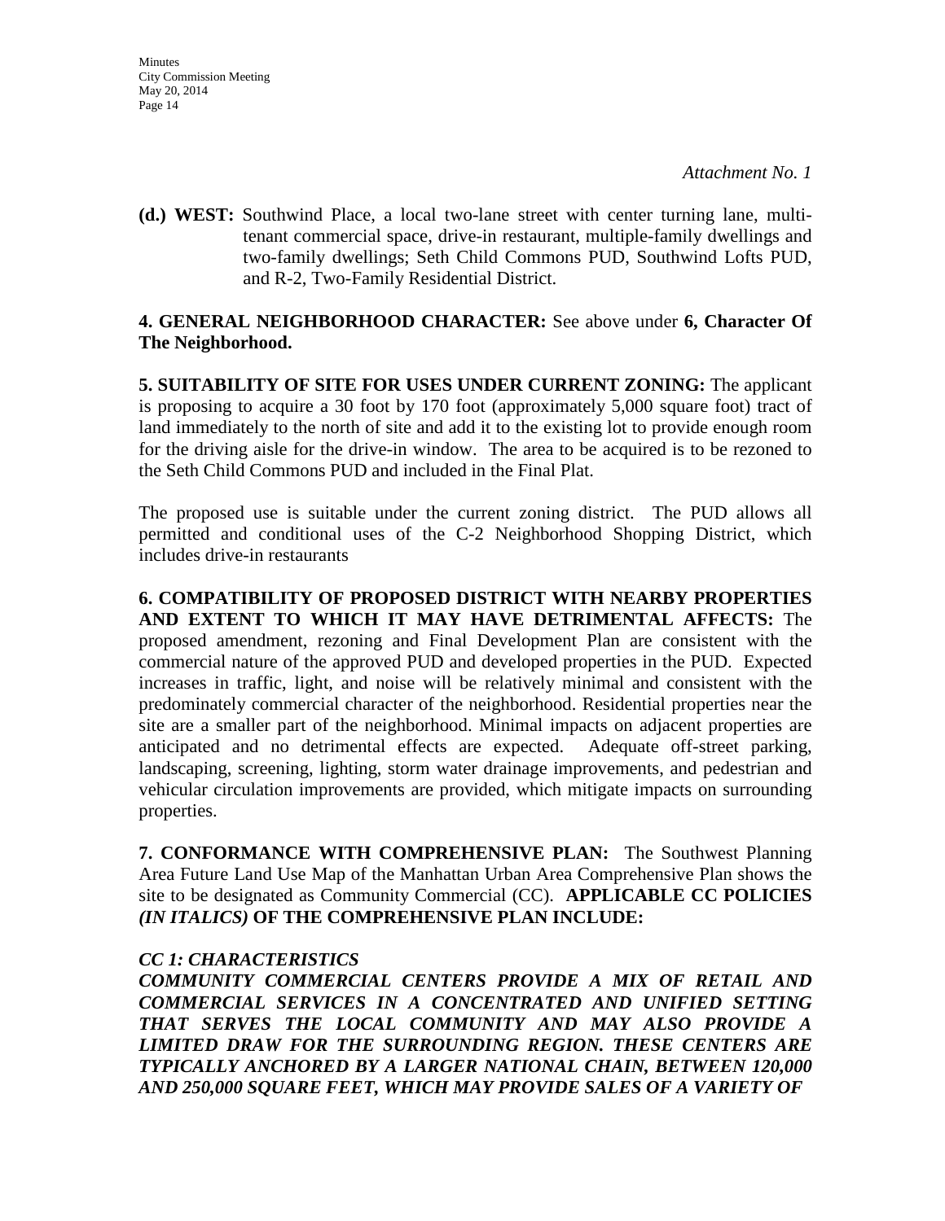*Attachment No. 1*

**(d.) WEST:** Southwind Place, a local two-lane street with center turning lane, multi-tenant commercial space, drive-in restaurant, multiple-family dwellings and two-family dwellings; Seth Child Commons PUD, Southwind Lofts PUD, and R-2, Two-Family Residential District.

**4. GENERAL NEIGHBORHOOD CHARACTER:** See above under **6, Character Of The Neighborhood.**

**5. SUITABILITY OF SITE FOR USES UNDER CURRENT ZONING:** The applicant is proposing to acquire a 30 foot by 170 foot (approximately 5,000 square foot) tract of land immediately to the north of site and add it to the existing lot to provide enough room for the driving aisle for the drive-in window. The area to be acquired is to be rezoned to the Seth Child Commons PUD and included in the Final Plat.

The proposed use is suitable under the current zoning district. The PUD allows all permitted and conditional uses of the C-2 Neighborhood Shopping District, which includes drive-in restaurants

**6. COMPATIBILITY OF PROPOSED DISTRICT WITH NEARBY PROPERTIES AND EXTENT TO WHICH IT MAY HAVE DETRIMENTAL AFFECTS:** The proposed amendment, rezoning and Final Development Plan are consistent with the commercial nature of the approved PUD and developed properties in the PUD. Expected increases in traffic, light, and noise will be relatively minimal and consistent with the predominately commercial character of the neighborhood. Residential properties near the site are a smaller part of the neighborhood. Minimal impacts on adjacent properties are anticipated and no detrimental effects are expected. Adequate off-street parking, landscaping, screening, lighting, storm water drainage improvements, and pedestrian and vehicular circulation improvements are provided, which mitigate impacts on surrounding properties.

**7. CONFORMANCE WITH COMPREHENSIVE PLAN:** The Southwest Planning Area Future Land Use Map of the Manhattan Urban Area Comprehensive Plan shows the site to be designated as Community Commercial (CC). **APPLICABLE CC POLICIES *(IN ITALICS)* OF THE COMPREHENSIVE PLAN INCLUDE:**

***CC 1: CHARACTERISTICS***

***COMMUNITY COMMERCIAL CENTERS PROVIDE A MIX OF RETAIL AND COMMERCIAL SERVICES IN A CONCENTRATED AND UNIFIED SETTING THAT SERVES THE LOCAL COMMUNITY AND MAY ALSO PROVIDE A LIMITED DRAW FOR THE SURROUNDING REGION. THESE CENTERS ARE TYPICALLY ANCHORED BY A LARGER NATIONAL CHAIN, BETWEEN 120,000 AND 250,000 SQUARE FEET, WHICH MAY PROVIDE SALES OF A VARIETY OF***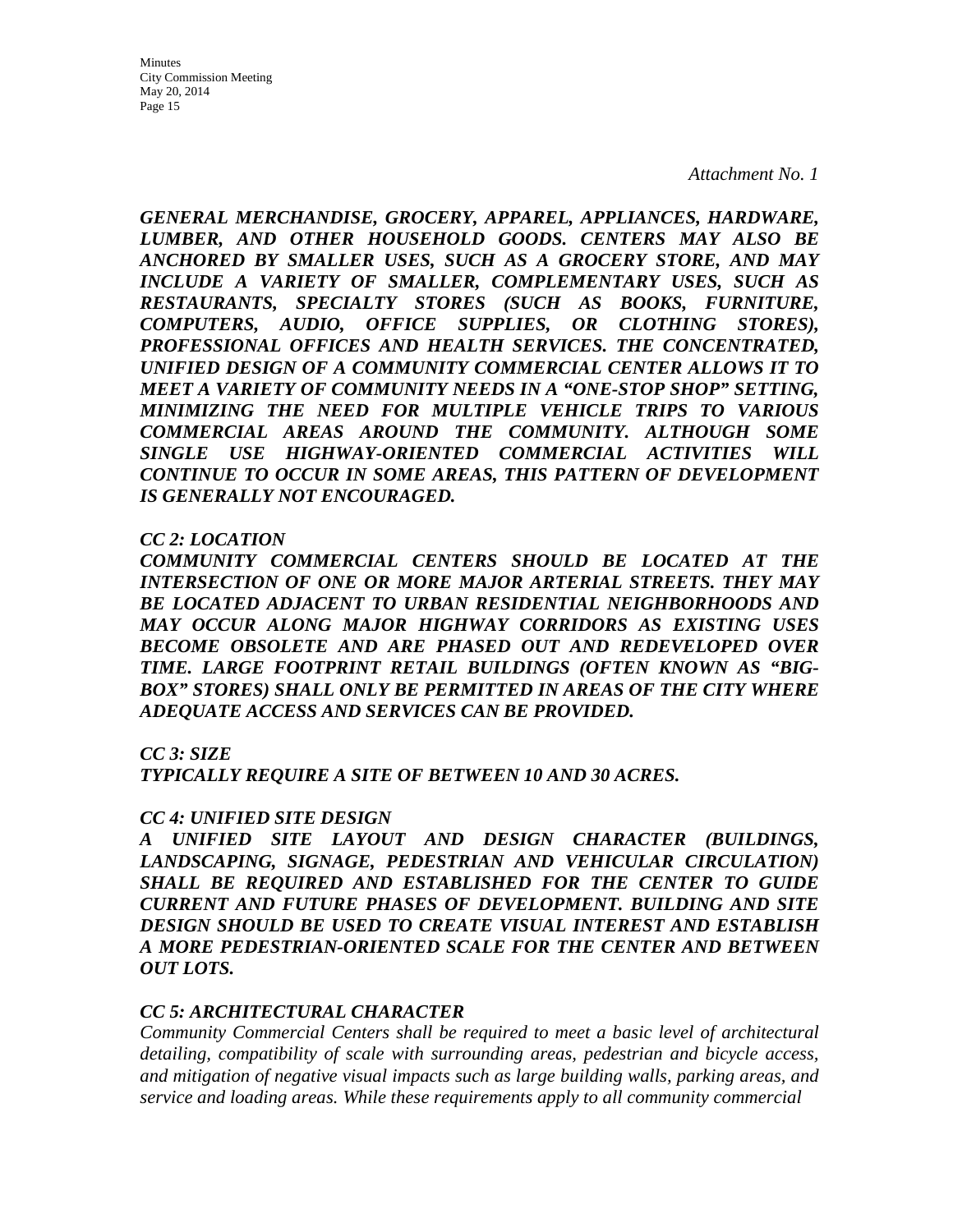*Attachment No. 1*

***GENERAL MERCHANDISE, GROCERY, APPAREL, APPLIANCES, HARDWARE, LUMBER, AND OTHER HOUSEHOLD GOODS. CENTERS MAY ALSO BE ANCHORED BY SMALLER USES, SUCH AS A GROCERY STORE, AND MAY INCLUDE A VARIETY OF SMALLER, COMPLEMENTARY USES, SUCH AS RESTAURANTS, SPECIALTY STORES (SUCH AS BOOKS, FURNITURE, COMPUTERS, AUDIO, OFFICE SUPPLIES, OR CLOTHING STORES), PROFESSIONAL OFFICES AND HEALTH SERVICES. THE CONCENTRATED, UNIFIED DESIGN OF A COMMUNITY COMMERCIAL CENTER ALLOWS IT TO MEET A VARIETY OF COMMUNITY NEEDS IN A "ONE-STOP SHOP" SETTING, MINIMIZING THE NEED FOR MULTIPLE VEHICLE TRIPS TO VARIOUS COMMERCIAL AREAS AROUND THE COMMUNITY. ALTHOUGH SOME SINGLE USE HIGHWAY-ORIENTED COMMERCIAL ACTIVITIES WILL CONTINUE TO OCCUR IN SOME AREAS, THIS PATTERN OF DEVELOPMENT IS GENERALLY NOT ENCOURAGED.***

***CC 2: LOCATION***
***COMMUNITY COMMERCIAL CENTERS SHOULD BE LOCATED AT THE INTERSECTION OF ONE OR MORE MAJOR ARTERIAL STREETS. THEY MAY BE LOCATED ADJACENT TO URBAN RESIDENTIAL NEIGHBORHOODS AND MAY OCCUR ALONG MAJOR HIGHWAY CORRIDORS AS EXISTING USES BECOME OBSOLETE AND ARE PHASED OUT AND REDEVELOPED OVER TIME. LARGE FOOTPRINT RETAIL BUILDINGS (OFTEN KNOWN AS "BIG-BOX" STORES) SHALL ONLY BE PERMITTED IN AREAS OF THE CITY WHERE ADEQUATE ACCESS AND SERVICES CAN BE PROVIDED.***

***CC 3: SIZE***
***TYPICALLY REQUIRE A SITE OF BETWEEN 10 AND 30 ACRES.***

***CC 4: UNIFIED SITE DESIGN***
***A UNIFIED SITE LAYOUT AND DESIGN CHARACTER (BUILDINGS, LANDSCAPING, SIGNAGE, PEDESTRIAN AND VEHICULAR CIRCULATION) SHALL BE REQUIRED AND ESTABLISHED FOR THE CENTER TO GUIDE CURRENT AND FUTURE PHASES OF DEVELOPMENT. BUILDING AND SITE DESIGN SHOULD BE USED TO CREATE VISUAL INTEREST AND ESTABLISH A MORE PEDESTRIAN-ORIENTED SCALE FOR THE CENTER AND BETWEEN OUT LOTS.***

***CC 5: ARCHITECTURAL CHARACTER***
*Community Commercial Centers shall be required to meet a basic level of architectural detailing, compatibility of scale with surrounding areas, pedestrian and bicycle access, and mitigation of negative visual impacts such as large building walls, parking areas, and service and loading areas. While these requirements apply to all community commercial*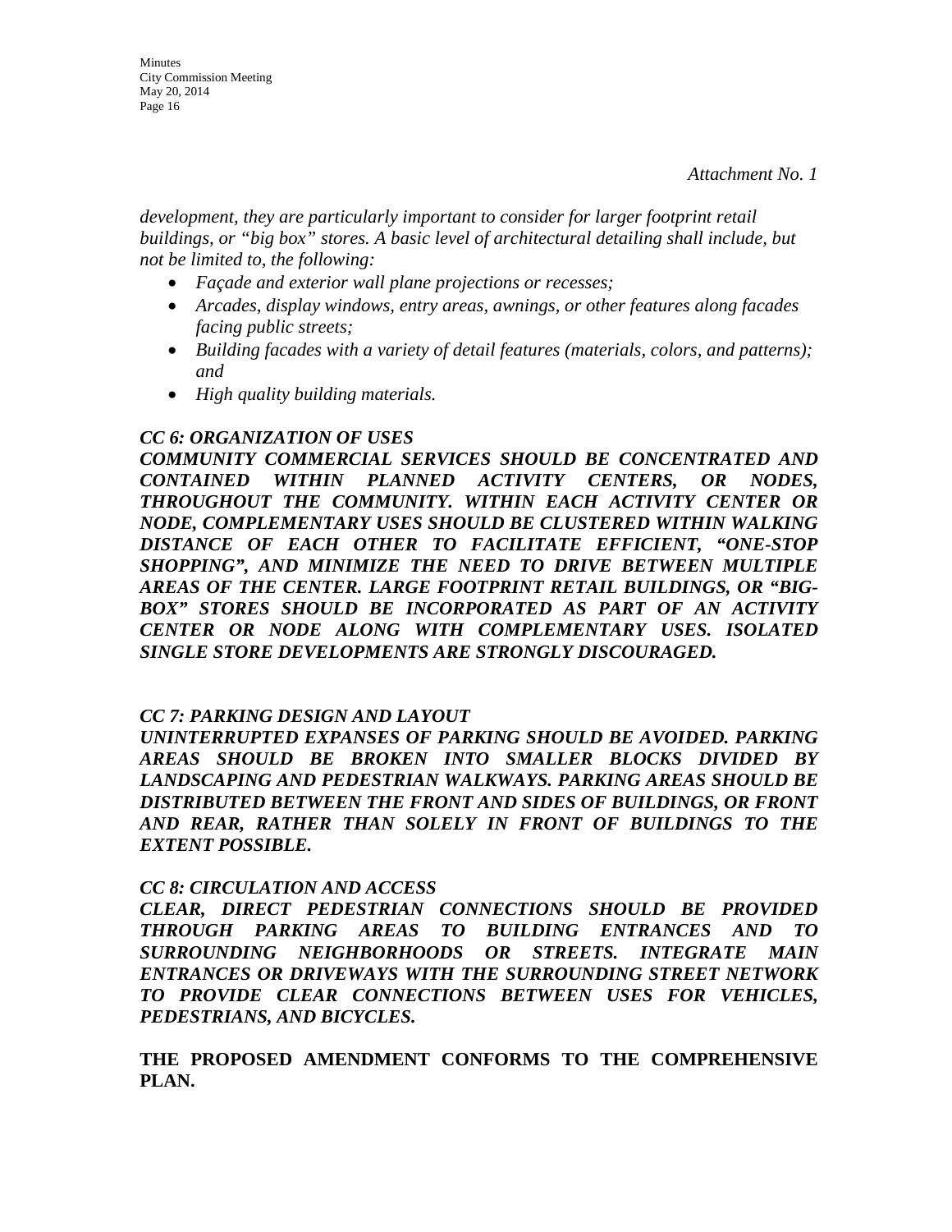*Attachment No. 1*

*development, they are particularly important to consider for larger footprint retail buildings, or "big box" stores. A basic level of architectural detailing shall include, but not be limited to, the following:*

- *Façade and exterior wall plane projections or recesses;*
- *Arcades, display windows, entry areas, awnings, or other features along facades facing public streets;*
- *Building facades with a variety of detail features (materials, colors, and patterns); and*
- *High quality building materials.*

*CC 6: ORGANIZATION OF USES*

***COMMUNITY COMMERCIAL SERVICES SHOULD BE CONCENTRATED AND CONTAINED WITHIN PLANNED ACTIVITY CENTERS, OR NODES, THROUGHOUT THE COMMUNITY. WITHIN EACH ACTIVITY CENTER OR NODE, COMPLEMENTARY USES SHOULD BE CLUSTERED WITHIN WALKING DISTANCE OF EACH OTHER TO FACILITATE EFFICIENT, "ONE-STOP SHOPPING", AND MINIMIZE THE NEED TO DRIVE BETWEEN MULTIPLE AREAS OF THE CENTER. LARGE FOOTPRINT RETAIL BUILDINGS, OR "BIG-BOX" STORES SHOULD BE INCORPORATED AS PART OF AN ACTIVITY CENTER OR NODE ALONG WITH COMPLEMENTARY USES. ISOLATED SINGLE STORE DEVELOPMENTS ARE STRONGLY DISCOURAGED.***

*CC 7: PARKING DESIGN AND LAYOUT*

***UNINTERRUPTED EXPANSES OF PARKING SHOULD BE AVOIDED. PARKING AREAS SHOULD BE BROKEN INTO SMALLER BLOCKS DIVIDED BY LANDSCAPING AND PEDESTRIAN WALKWAYS. PARKING AREAS SHOULD BE DISTRIBUTED BETWEEN THE FRONT AND SIDES OF BUILDINGS, OR FRONT AND REAR, RATHER THAN SOLELY IN FRONT OF BUILDINGS TO THE EXTENT POSSIBLE.***

*CC 8: CIRCULATION AND ACCESS*

***CLEAR, DIRECT PEDESTRIAN CONNECTIONS SHOULD BE PROVIDED THROUGH PARKING AREAS TO BUILDING ENTRANCES AND TO SURROUNDING NEIGHBORHOODS OR STREETS. INTEGRATE MAIN ENTRANCES OR DRIVEWAYS WITH THE SURROUNDING STREET NETWORK TO PROVIDE CLEAR CONNECTIONS BETWEEN USES FOR VEHICLES, PEDESTRIANS, AND BICYCLES.***

**THE PROPOSED AMENDMENT CONFORMS TO THE COMPREHENSIVE PLAN.**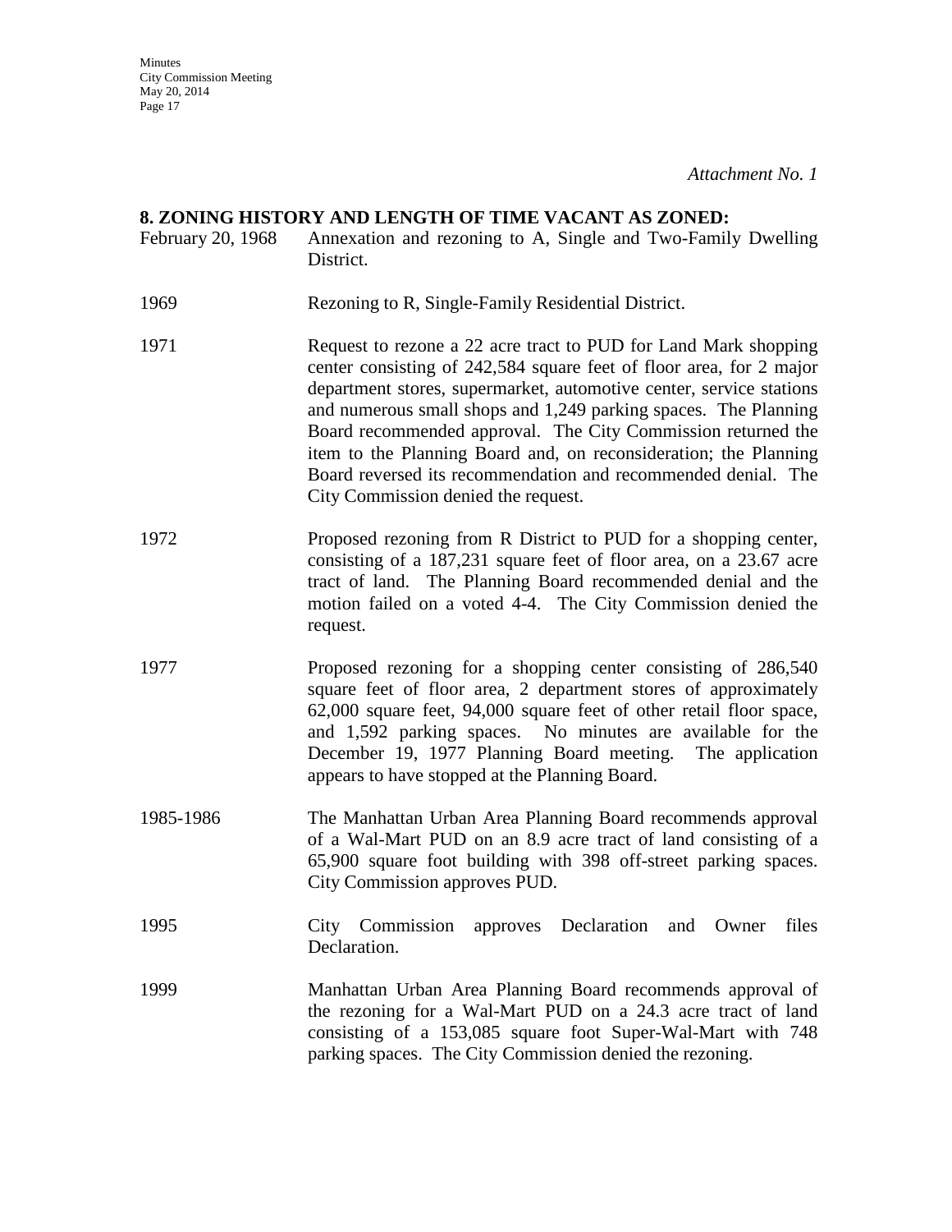*Attachment No. 1*

**8. ZONING HISTORY AND LENGTH OF TIME VACANT AS ZONED:**

| | |
|---|---|
| February 20, 1968 | Annexation and rezoning to A, Single and Two-Family Dwelling District. |
| 1969 | Rezoning to R, Single-Family Residential District. |
| 1971 | Request to rezone a 22 acre tract to PUD for Land Mark shopping center consisting of 242,584 square feet of floor area, for 2 major department stores, supermarket, automotive center, service stations and numerous small shops and 1,249 parking spaces. The Planning Board recommended approval. The City Commission returned the item to the Planning Board and, on reconsideration; the Planning Board reversed its recommendation and recommended denial. The City Commission denied the request. |
| 1972 | Proposed rezoning from R District to PUD for a shopping center, consisting of a 187,231 square feet of floor area, on a 23.67 acre tract of land. The Planning Board recommended denial and the motion failed on a voted 4-4. The City Commission denied the request. |
| 1977 | Proposed rezoning for a shopping center consisting of 286,540 square feet of floor area, 2 department stores of approximately 62,000 square feet, 94,000 square feet of other retail floor space, and 1,592 parking spaces. No minutes are available for the December 19, 1977 Planning Board meeting. The application appears to have stopped at the Planning Board. |
| 1985-1986 | The Manhattan Urban Area Planning Board recommends approval of a Wal-Mart PUD on an 8.9 acre tract of land consisting of a 65,900 square foot building with 398 off-street parking spaces. City Commission approves PUD. |
| 1995 | City Commission approves Declaration and Owner files Declaration. |
| 1999 | Manhattan Urban Area Planning Board recommends approval of the rezoning for a Wal-Mart PUD on a 24.3 acre tract of land consisting of a 153,085 square foot Super-Wal-Mart with 748 parking spaces. The City Commission denied the rezoning. |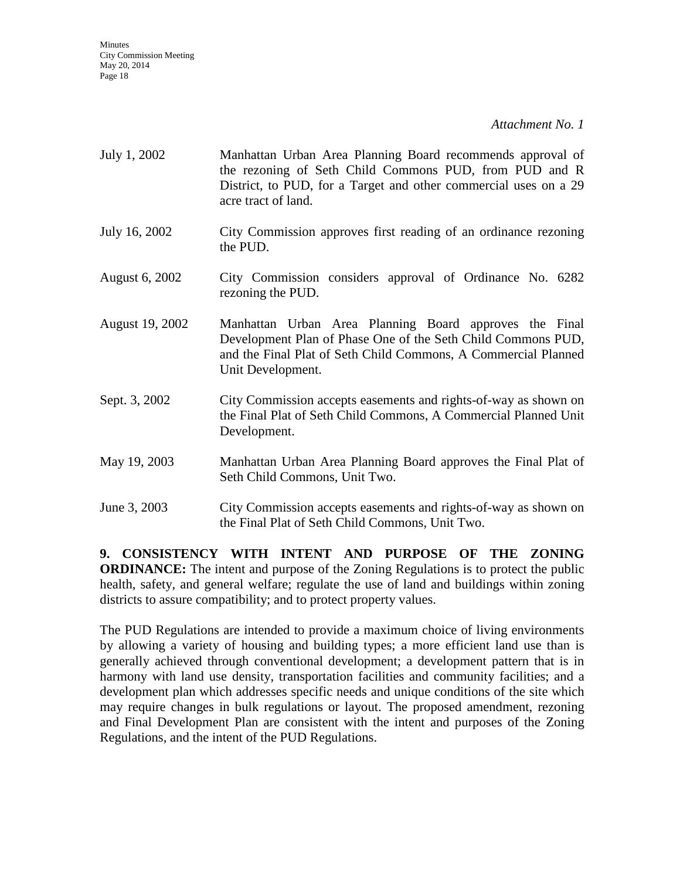*Attachment No. 1*

| | |
|---|---|
| July 1, 2002 | Manhattan Urban Area Planning Board recommends approval of the rezoning of Seth Child Commons PUD, from PUD and R District, to PUD, for a Target and other commercial uses on a 29 acre tract of land. |
| July 16, 2002 | City Commission approves first reading of an ordinance rezoning the PUD. |
| August 6, 2002 | City Commission considers approval of Ordinance No. 6282 rezoning the PUD. |
| August 19, 2002 | Manhattan Urban Area Planning Board approves the Final Development Plan of Phase One of the Seth Child Commons PUD, and the Final Plat of Seth Child Commons, A Commercial Planned Unit Development. |
| Sept. 3, 2002 | City Commission accepts easements and rights-of-way as shown on the Final Plat of Seth Child Commons, A Commercial Planned Unit Development. |
| May 19, 2003 | Manhattan Urban Area Planning Board approves the Final Plat of Seth Child Commons, Unit Two. |
| June 3, 2003 | City Commission accepts easements and rights-of-way as shown on the Final Plat of Seth Child Commons, Unit Two. |

**9. CONSISTENCY WITH INTENT AND PURPOSE OF THE ZONING ORDINANCE:** The intent and purpose of the Zoning Regulations is to protect the public health, safety, and general welfare; regulate the use of land and buildings within zoning districts to assure compatibility; and to protect property values.

The PUD Regulations are intended to provide a maximum choice of living environments by allowing a variety of housing and building types; a more efficient land use than is generally achieved through conventional development; a development pattern that is in harmony with land use density, transportation facilities and community facilities; and a development plan which addresses specific needs and unique conditions of the site which may require changes in bulk regulations or layout. The proposed amendment, rezoning and Final Development Plan are consistent with the intent and purposes of the Zoning Regulations, and the intent of the PUD Regulations.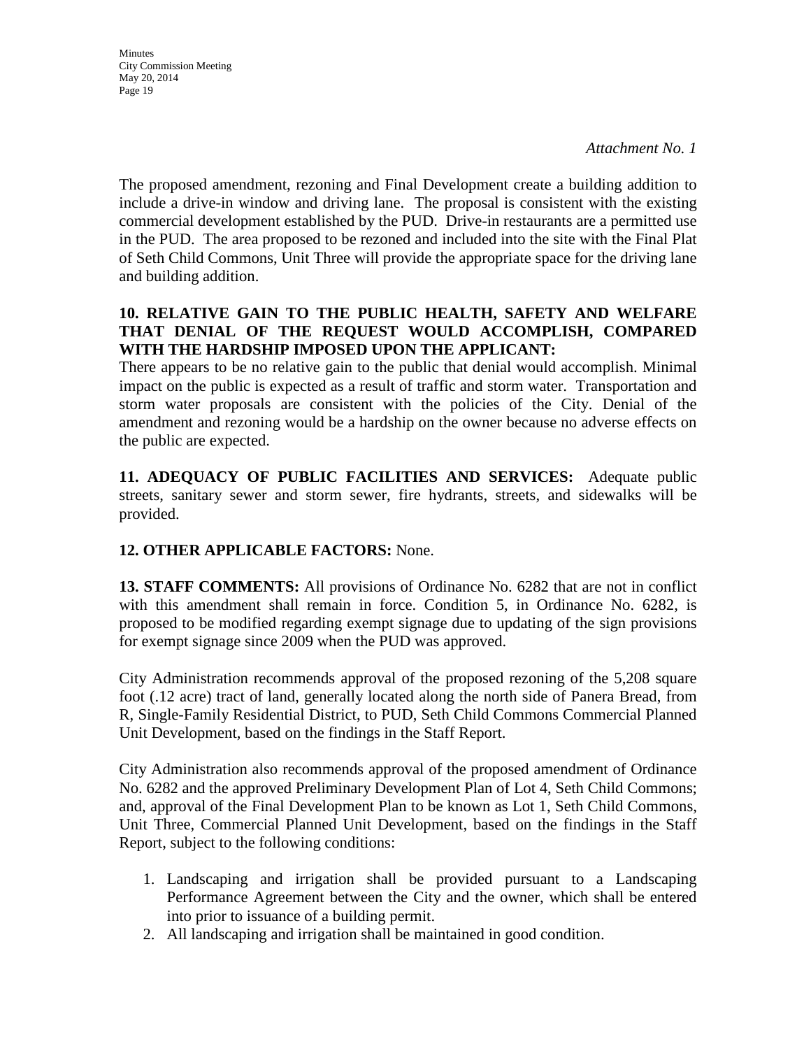*Attachment No. 1*

The proposed amendment, rezoning and Final Development create a building addition to include a drive-in window and driving lane. The proposal is consistent with the existing commercial development established by the PUD. Drive-in restaurants are a permitted use in the PUD. The area proposed to be rezoned and included into the site with the Final Plat of Seth Child Commons, Unit Three will provide the appropriate space for the driving lane and building addition.

**10. RELATIVE GAIN TO THE PUBLIC HEALTH, SAFETY AND WELFARE THAT DENIAL OF THE REQUEST WOULD ACCOMPLISH, COMPARED WITH THE HARDSHIP IMPOSED UPON THE APPLICANT:**
There appears to be no relative gain to the public that denial would accomplish. Minimal impact on the public is expected as a result of traffic and storm water. Transportation and storm water proposals are consistent with the policies of the City. Denial of the amendment and rezoning would be a hardship on the owner because no adverse effects on the public are expected.

**11. ADEQUACY OF PUBLIC FACILITIES AND SERVICES:** Adequate public streets, sanitary sewer and storm sewer, fire hydrants, streets, and sidewalks will be provided.

**12. OTHER APPLICABLE FACTORS:** None.

**13. STAFF COMMENTS:** All provisions of Ordinance No. 6282 that are not in conflict with this amendment shall remain in force. Condition 5, in Ordinance No. 6282, is proposed to be modified regarding exempt signage due to updating of the sign provisions for exempt signage since 2009 when the PUD was approved.

City Administration recommends approval of the proposed rezoning of the 5,208 square foot (.12 acre) tract of land, generally located along the north side of Panera Bread, from R, Single-Family Residential District, to PUD, Seth Child Commons Commercial Planned Unit Development, based on the findings in the Staff Report.

City Administration also recommends approval of the proposed amendment of Ordinance No. 6282 and the approved Preliminary Development Plan of Lot 4, Seth Child Commons; and, approval of the Final Development Plan to be known as Lot 1, Seth Child Commons, Unit Three, Commercial Planned Unit Development, based on the findings in the Staff Report, subject to the following conditions:

1. Landscaping and irrigation shall be provided pursuant to a Landscaping Performance Agreement between the City and the owner, which shall be entered into prior to issuance of a building permit.
2. All landscaping and irrigation shall be maintained in good condition.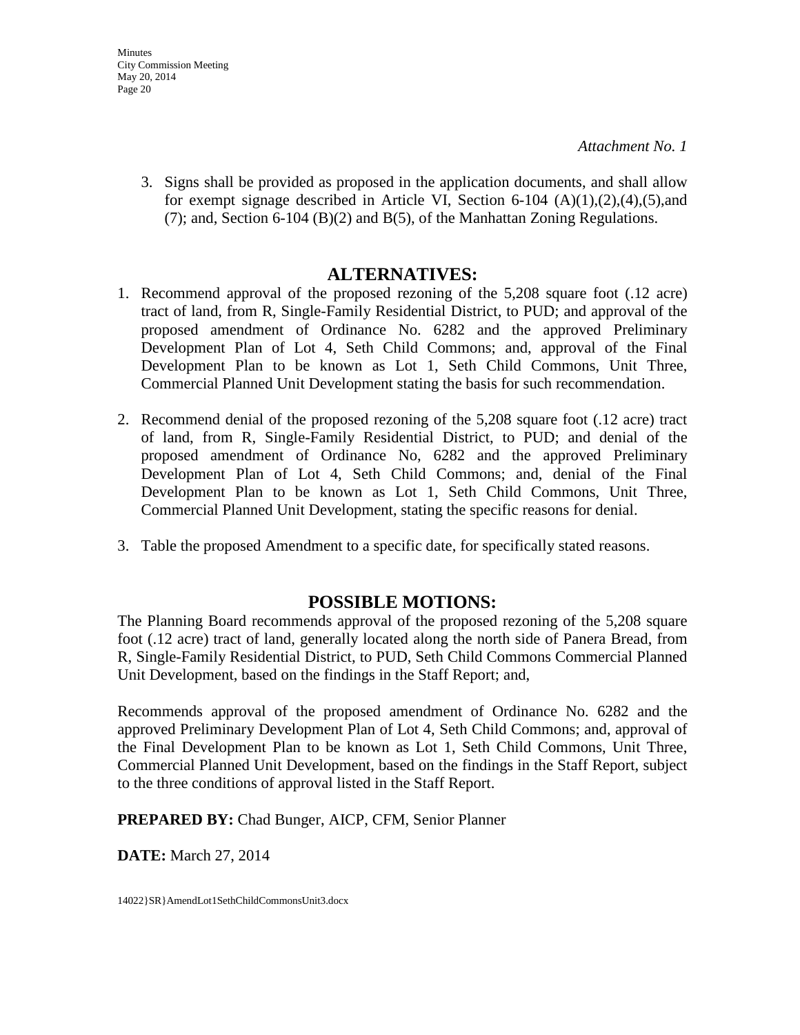*Attachment No. 1*

3. Signs shall be provided as proposed in the application documents, and shall allow for exempt signage described in Article VI, Section 6-104 (A)(1),(2),(4),(5),and (7); and, Section 6-104 (B)(2) and B(5), of the Manhattan Zoning Regulations.

## ALTERNATIVES:

1. Recommend approval of the proposed rezoning of the 5,208 square foot (.12 acre) tract of land, from R, Single-Family Residential District, to PUD; and approval of the proposed amendment of Ordinance No. 6282 and the approved Preliminary Development Plan of Lot 4, Seth Child Commons; and, approval of the Final Development Plan to be known as Lot 1, Seth Child Commons, Unit Three, Commercial Planned Unit Development stating the basis for such recommendation.

2. Recommend denial of the proposed rezoning of the 5,208 square foot (.12 acre) tract of land, from R, Single-Family Residential District, to PUD; and denial of the proposed amendment of Ordinance No, 6282 and the approved Preliminary Development Plan of Lot 4, Seth Child Commons; and, denial of the Final Development Plan to be known as Lot 1, Seth Child Commons, Unit Three, Commercial Planned Unit Development, stating the specific reasons for denial.

3. Table the proposed Amendment to a specific date, for specifically stated reasons.

## POSSIBLE MOTIONS:

The Planning Board recommends approval of the proposed rezoning of the 5,208 square foot (.12 acre) tract of land, generally located along the north side of Panera Bread, from R, Single-Family Residential District, to PUD, Seth Child Commons Commercial Planned Unit Development, based on the findings in the Staff Report; and,

Recommends approval of the proposed amendment of Ordinance No. 6282 and the approved Preliminary Development Plan of Lot 4, Seth Child Commons; and, approval of the Final Development Plan to be known as Lot 1, Seth Child Commons, Unit Three, Commercial Planned Unit Development, based on the findings in the Staff Report, subject to the three conditions of approval listed in the Staff Report.

**PREPARED BY:** Chad Bunger, AICP, CFM, Senior Planner

**DATE:** March 27, 2014

14022}SR}AmendLot1SethChildCommonsUnit3.docx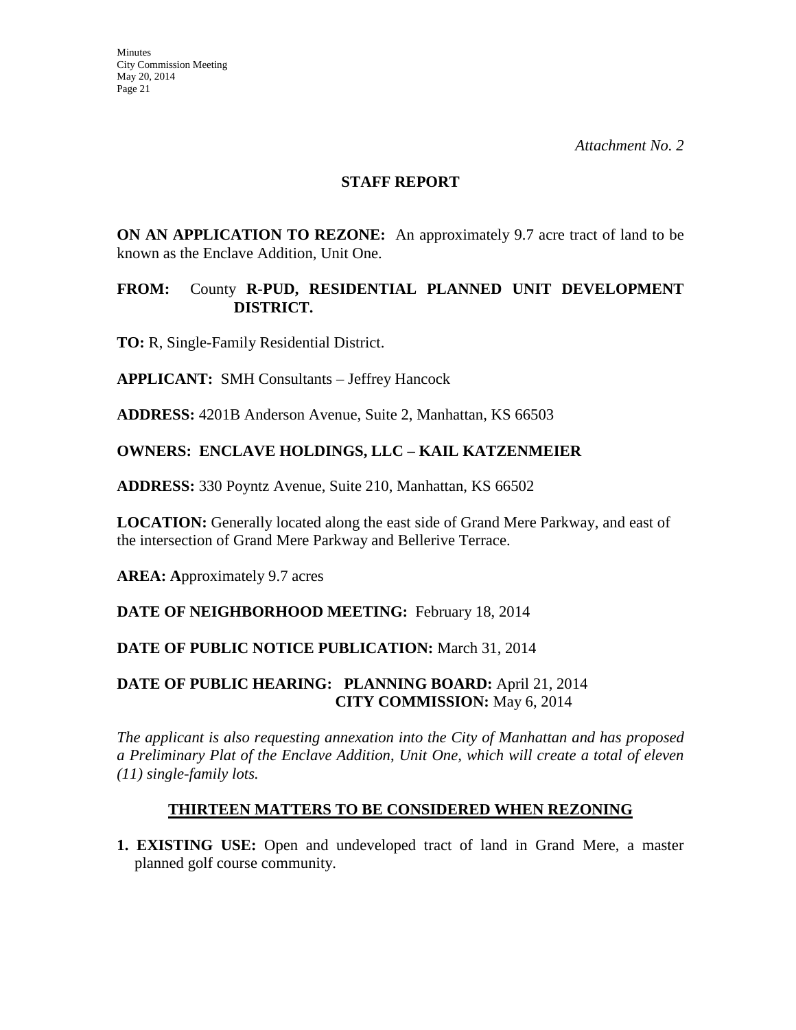*Attachment No. 2*

## STAFF REPORT

**ON AN APPLICATION TO REZONE:** An approximately 9.7 acre tract of land to be known as the Enclave Addition, Unit One.

**FROM:** County **R-PUD, RESIDENTIAL PLANNED UNIT DEVELOPMENT DISTRICT.**

**TO:** R, Single-Family Residential District.

**APPLICANT:** SMH Consultants – Jeffrey Hancock

**ADDRESS:** 4201B Anderson Avenue, Suite 2, Manhattan, KS 66503

**OWNERS: ENCLAVE HOLDINGS, LLC – KAIL KATZENMEIER**

**ADDRESS:** 330 Poyntz Avenue, Suite 210, Manhattan, KS 66502

**LOCATION:** Generally located along the east side of Grand Mere Parkway, and east of the intersection of Grand Mere Parkway and Bellerive Terrace.

**AREA: A**pproximately 9.7 acres

**DATE OF NEIGHBORHOOD MEETING:** February 18, 2014

**DATE OF PUBLIC NOTICE PUBLICATION:** March 31, 2014

**DATE OF PUBLIC HEARING: PLANNING BOARD:** April 21, 2014
**CITY COMMISSION:** May 6, 2014

*The applicant is also requesting annexation into the City of Manhattan and has proposed a Preliminary Plat of the Enclave Addition, Unit One, which will create a total of eleven (11) single-family lots.*

### THIRTEEN MATTERS TO BE CONSIDERED WHEN REZONING

1. **EXISTING USE:** Open and undeveloped tract of land in Grand Mere, a master planned golf course community.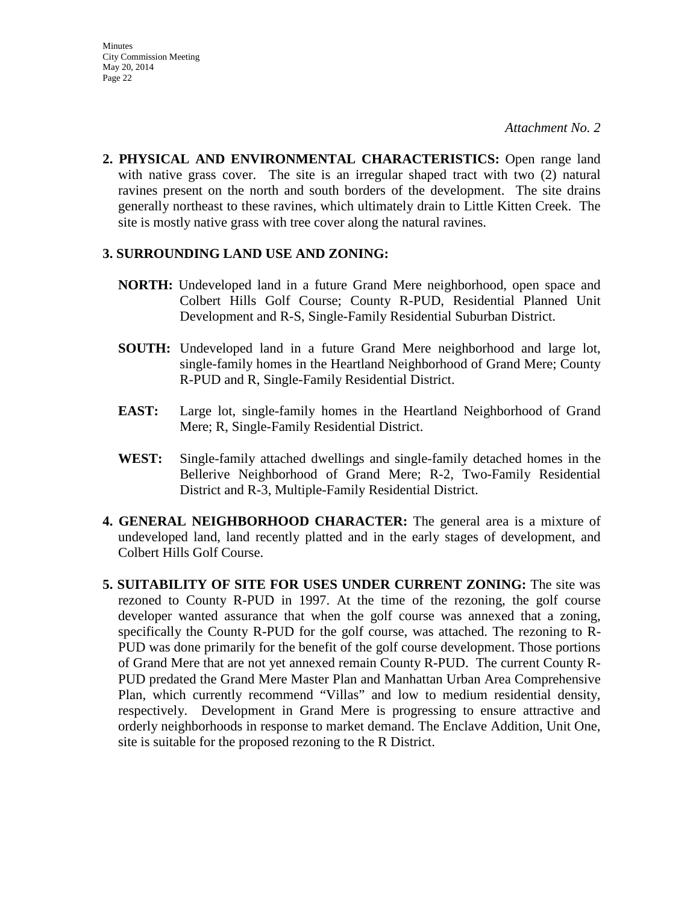*Attachment No. 2*

2. **PHYSICAL AND ENVIRONMENTAL CHARACTERISTICS:** Open range land with native grass cover. The site is an irregular shaped tract with two (2) natural ravines present on the north and south borders of the development. The site drains generally northeast to these ravines, which ultimately drain to Little Kitten Creek. The site is mostly native grass with tree cover along the natural ravines.

3. **SURROUNDING LAND USE AND ZONING:**

   **NORTH:** Undeveloped land in a future Grand Mere neighborhood, open space and Colbert Hills Golf Course; County R-PUD, Residential Planned Unit Development and R-S, Single-Family Residential Suburban District.

   **SOUTH:** Undeveloped land in a future Grand Mere neighborhood and large lot, single-family homes in the Heartland Neighborhood of Grand Mere; County R-PUD and R, Single-Family Residential District.

   **EAST:** Large lot, single-family homes in the Heartland Neighborhood of Grand Mere; R, Single-Family Residential District.

   **WEST:** Single-family attached dwellings and single-family detached homes in the Bellerive Neighborhood of Grand Mere; R-2, Two-Family Residential District and R-3, Multiple-Family Residential District.

4. **GENERAL NEIGHBORHOOD CHARACTER:** The general area is a mixture of undeveloped land, land recently platted and in the early stages of development, and Colbert Hills Golf Course.

5. **SUITABILITY OF SITE FOR USES UNDER CURRENT ZONING:** The site was rezoned to County R-PUD in 1997. At the time of the rezoning, the golf course developer wanted assurance that when the golf course was annexed that a zoning, specifically the County R-PUD for the golf course, was attached. The rezoning to R-PUD was done primarily for the benefit of the golf course development. Those portions of Grand Mere that are not yet annexed remain County R-PUD. The current County R-PUD predated the Grand Mere Master Plan and Manhattan Urban Area Comprehensive Plan, which currently recommend "Villas" and low to medium residential density, respectively. Development in Grand Mere is progressing to ensure attractive and orderly neighborhoods in response to market demand. The Enclave Addition, Unit One, site is suitable for the proposed rezoning to the R District.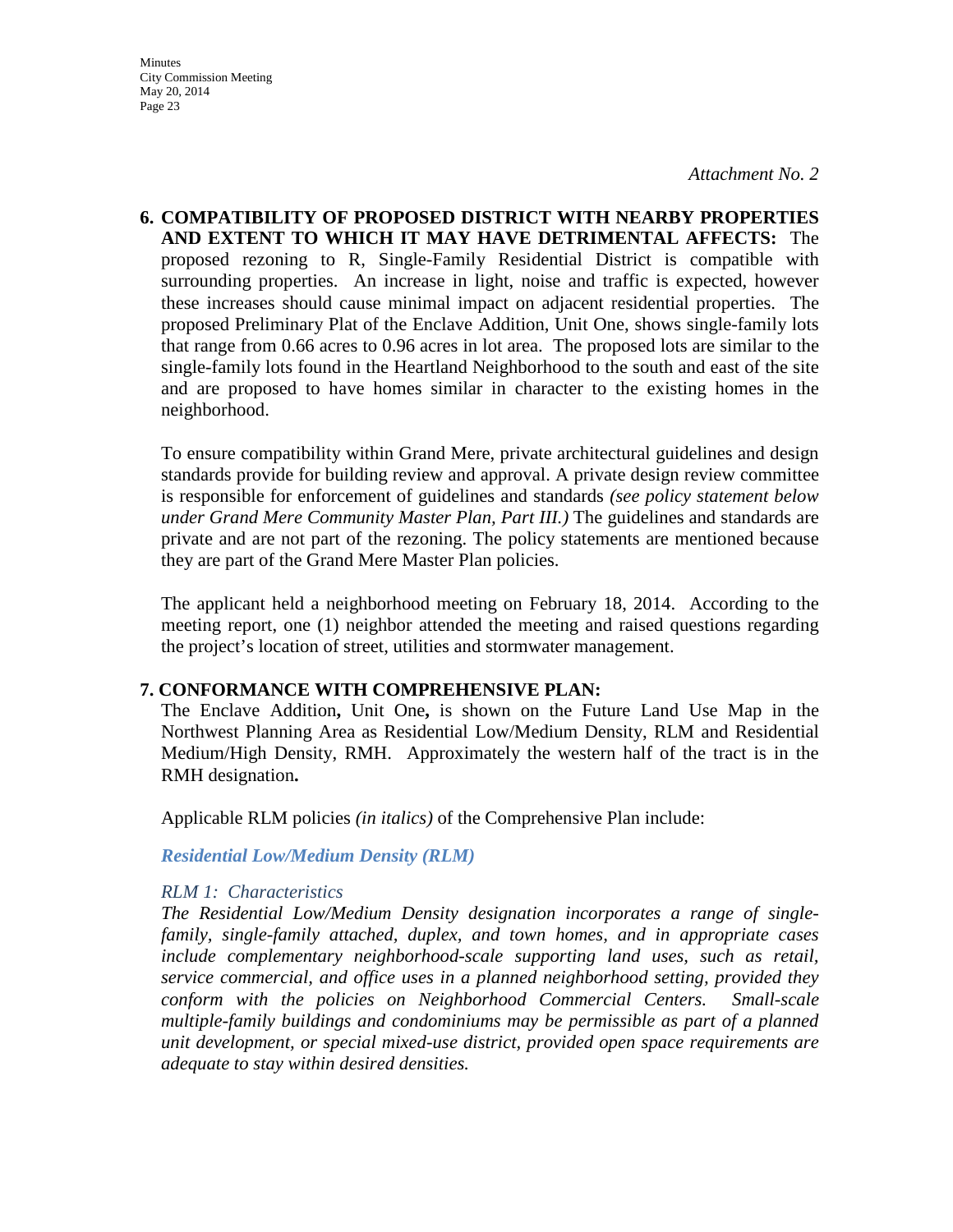*Attachment No. 2*

**6. COMPATIBILITY OF PROPOSED DISTRICT WITH NEARBY PROPERTIES AND EXTENT TO WHICH IT MAY HAVE DETRIMENTAL AFFECTS:** The proposed rezoning to R, Single-Family Residential District is compatible with surrounding properties. An increase in light, noise and traffic is expected, however these increases should cause minimal impact on adjacent residential properties. The proposed Preliminary Plat of the Enclave Addition, Unit One, shows single-family lots that range from 0.66 acres to 0.96 acres in lot area. The proposed lots are similar to the single-family lots found in the Heartland Neighborhood to the south and east of the site and are proposed to have homes similar in character to the existing homes in the neighborhood.

To ensure compatibility within Grand Mere, private architectural guidelines and design standards provide for building review and approval. A private design review committee is responsible for enforcement of guidelines and standards *(see policy statement below under Grand Mere Community Master Plan, Part III.)* The guidelines and standards are private and are not part of the rezoning. The policy statements are mentioned because they are part of the Grand Mere Master Plan policies.

The applicant held a neighborhood meeting on February 18, 2014. According to the meeting report, one (1) neighbor attended the meeting and raised questions regarding the project's location of street, utilities and stormwater management.

**7. CONFORMANCE WITH COMPREHENSIVE PLAN:**
The Enclave Addition**,** Unit One**,** is shown on the Future Land Use Map in the Northwest Planning Area as Residential Low/Medium Density, RLM and Residential Medium/High Density, RMH. Approximately the western half of the tract is in the RMH designation**.**

Applicable RLM policies *(in italics)* of the Comprehensive Plan include:

***Residential Low/Medium Density (RLM)***

*RLM 1: Characteristics*
*The Residential Low/Medium Density designation incorporates a range of single-family, single-family attached, duplex, and town homes, and in appropriate cases include complementary neighborhood-scale supporting land uses, such as retail, service commercial, and office uses in a planned neighborhood setting, provided they conform with the policies on Neighborhood Commercial Centers. Small-scale multiple-family buildings and condominiums may be permissible as part of a planned unit development, or special mixed-use district, provided open space requirements are adequate to stay within desired densities.*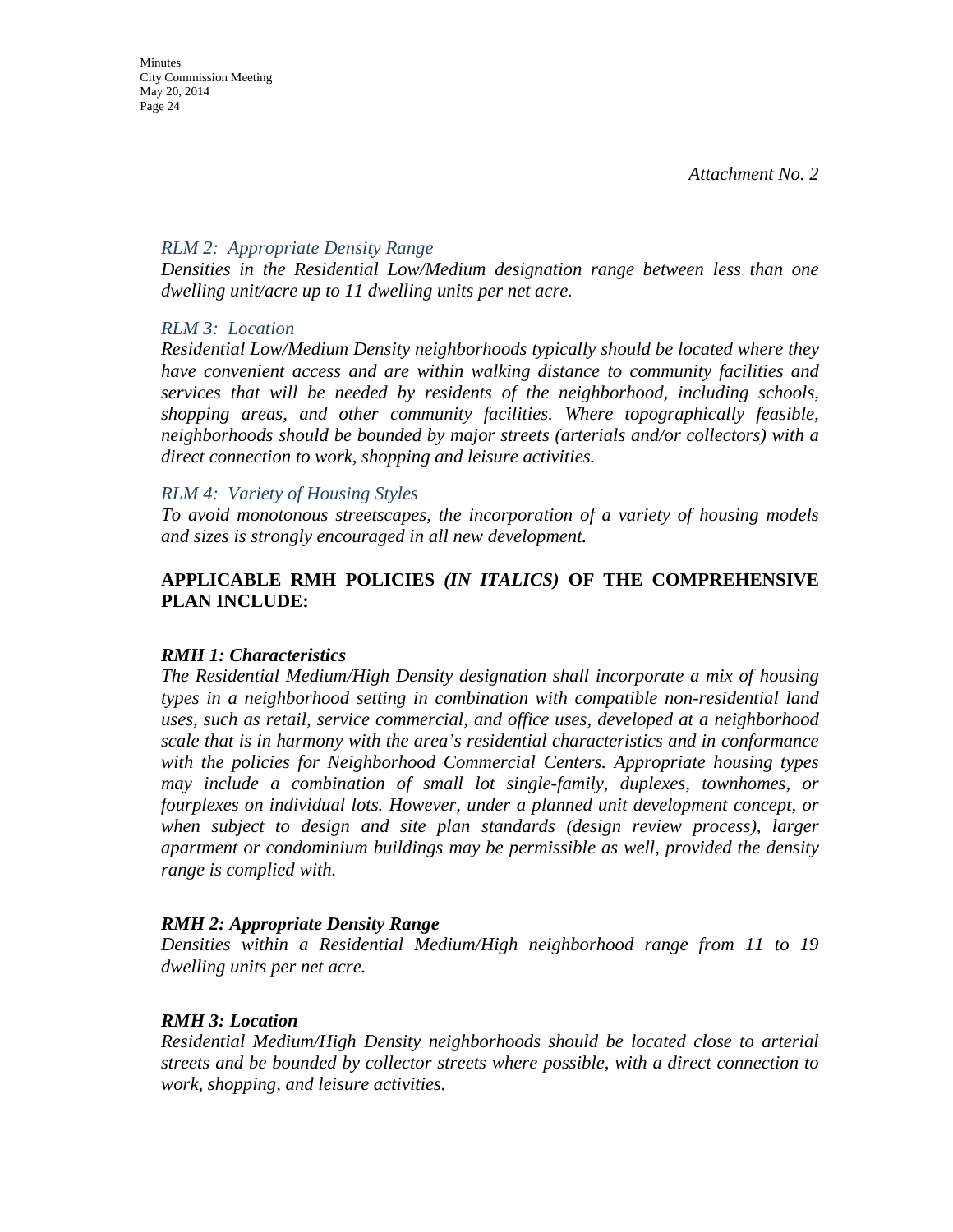*Attachment No. 2*

*RLM 2: Appropriate Density Range*

*Densities in the Residential Low/Medium designation range between less than one dwelling unit/acre up to 11 dwelling units per net acre.*

*RLM 3: Location*

*Residential Low/Medium Density neighborhoods typically should be located where they have convenient access and are within walking distance to community facilities and services that will be needed by residents of the neighborhood, including schools, shopping areas, and other community facilities. Where topographically feasible, neighborhoods should be bounded by major streets (arterials and/or collectors) with a direct connection to work, shopping and leisure activities.*

*RLM 4: Variety of Housing Styles*

*To avoid monotonous streetscapes, the incorporation of a variety of housing models and sizes is strongly encouraged in all new development.*

**APPLICABLE RMH POLICIES *(IN ITALICS)* OF THE COMPREHENSIVE PLAN INCLUDE:**

***RMH 1: Characteristics***

*The Residential Medium/High Density designation shall incorporate a mix of housing types in a neighborhood setting in combination with compatible non-residential land uses, such as retail, service commercial, and office uses, developed at a neighborhood scale that is in harmony with the area's residential characteristics and in conformance with the policies for Neighborhood Commercial Centers. Appropriate housing types may include a combination of small lot single-family, duplexes, townhomes, or fourplexes on individual lots. However, under a planned unit development concept, or when subject to design and site plan standards (design review process), larger apartment or condominium buildings may be permissible as well, provided the density range is complied with.*

***RMH 2: Appropriate Density Range***

*Densities within a Residential Medium/High neighborhood range from 11 to 19 dwelling units per net acre.*

***RMH 3: Location***

*Residential Medium/High Density neighborhoods should be located close to arterial streets and be bounded by collector streets where possible, with a direct connection to work, shopping, and leisure activities.*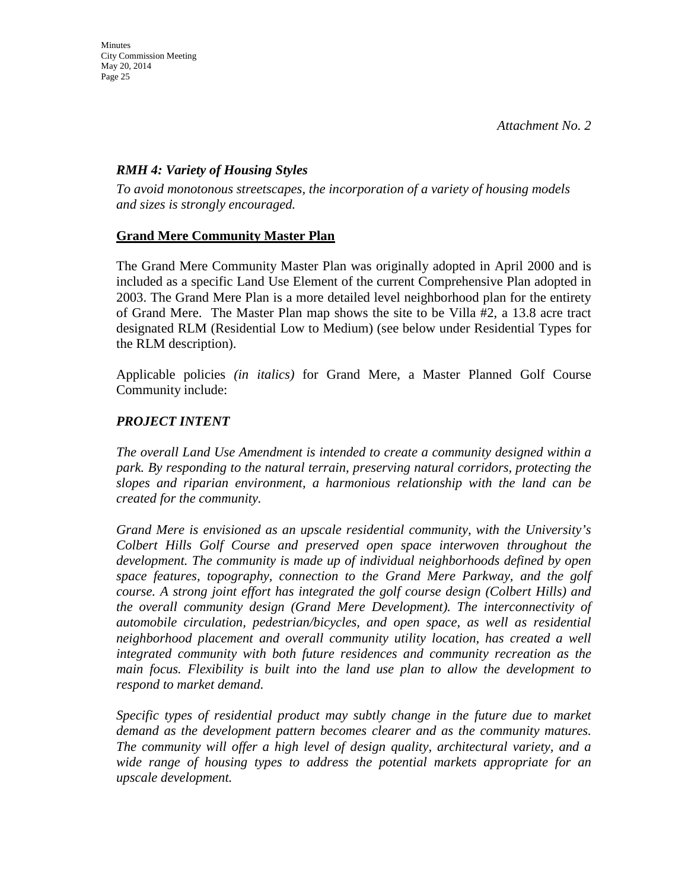*Attachment No. 2*

### *RMH 4: Variety of Housing Styles*

*To avoid monotonous streetscapes, the incorporation of a variety of housing models and sizes is strongly encouraged.*

**Grand Mere Community Master Plan**

The Grand Mere Community Master Plan was originally adopted in April 2000 and is included as a specific Land Use Element of the current Comprehensive Plan adopted in 2003. The Grand Mere Plan is a more detailed level neighborhood plan for the entirety of Grand Mere. The Master Plan map shows the site to be Villa #2, a 13.8 acre tract designated RLM (Residential Low to Medium) (see below under Residential Types for the RLM description).

Applicable policies *(in italics)* for Grand Mere, a Master Planned Golf Course Community include:

### *PROJECT INTENT*

*The overall Land Use Amendment is intended to create a community designed within a park. By responding to the natural terrain, preserving natural corridors, protecting the slopes and riparian environment, a harmonious relationship with the land can be created for the community.*

*Grand Mere is envisioned as an upscale residential community, with the University's Colbert Hills Golf Course and preserved open space interwoven throughout the development. The community is made up of individual neighborhoods defined by open space features, topography, connection to the Grand Mere Parkway, and the golf course. A strong joint effort has integrated the golf course design (Colbert Hills) and the overall community design (Grand Mere Development). The interconnectivity of automobile circulation, pedestrian/bicycles, and open space, as well as residential neighborhood placement and overall community utility location, has created a well integrated community with both future residences and community recreation as the main focus. Flexibility is built into the land use plan to allow the development to respond to market demand.*

*Specific types of residential product may subtly change in the future due to market demand as the development pattern becomes clearer and as the community matures. The community will offer a high level of design quality, architectural variety, and a wide range of housing types to address the potential markets appropriate for an upscale development.*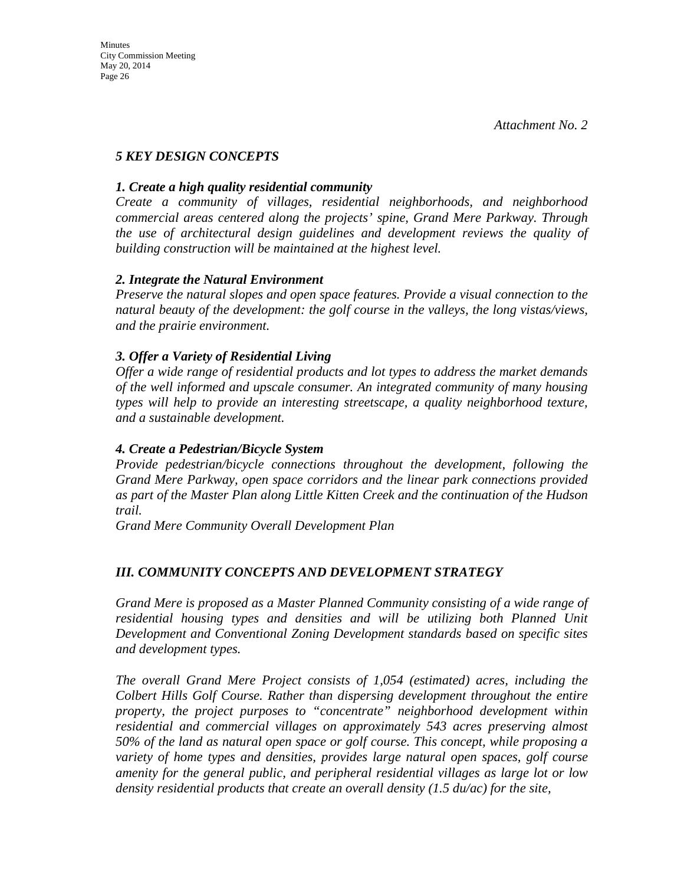*Attachment No. 2*

### *5 KEY DESIGN CONCEPTS*

***1. Create a high quality residential community***

*Create a community of villages, residential neighborhoods, and neighborhood commercial areas centered along the projects' spine, Grand Mere Parkway. Through the use of architectural design guidelines and development reviews the quality of building construction will be maintained at the highest level.*

***2. Integrate the Natural Environment***

*Preserve the natural slopes and open space features. Provide a visual connection to the natural beauty of the development: the golf course in the valleys, the long vistas/views, and the prairie environment.*

***3. Offer a Variety of Residential Living***

*Offer a wide range of residential products and lot types to address the market demands of the well informed and upscale consumer. An integrated community of many housing types will help to provide an interesting streetscape, a quality neighborhood texture, and a sustainable development.*

***4. Create a Pedestrian/Bicycle System***

*Provide pedestrian/bicycle connections throughout the development, following the Grand Mere Parkway, open space corridors and the linear park connections provided as part of the Master Plan along Little Kitten Creek and the continuation of the Hudson trail.*

*Grand Mere Community Overall Development Plan*

### *III. COMMUNITY CONCEPTS AND DEVELOPMENT STRATEGY*

*Grand Mere is proposed as a Master Planned Community consisting of a wide range of residential housing types and densities and will be utilizing both Planned Unit Development and Conventional Zoning Development standards based on specific sites and development types.*

*The overall Grand Mere Project consists of 1,054 (estimated) acres, including the Colbert Hills Golf Course. Rather than dispersing development throughout the entire property, the project purposes to "concentrate" neighborhood development within residential and commercial villages on approximately 543 acres preserving almost 50% of the land as natural open space or golf course. This concept, while proposing a variety of home types and densities, provides large natural open spaces, golf course amenity for the general public, and peripheral residential villages as large lot or low density residential products that create an overall density (1.5 du/ac) for the site,*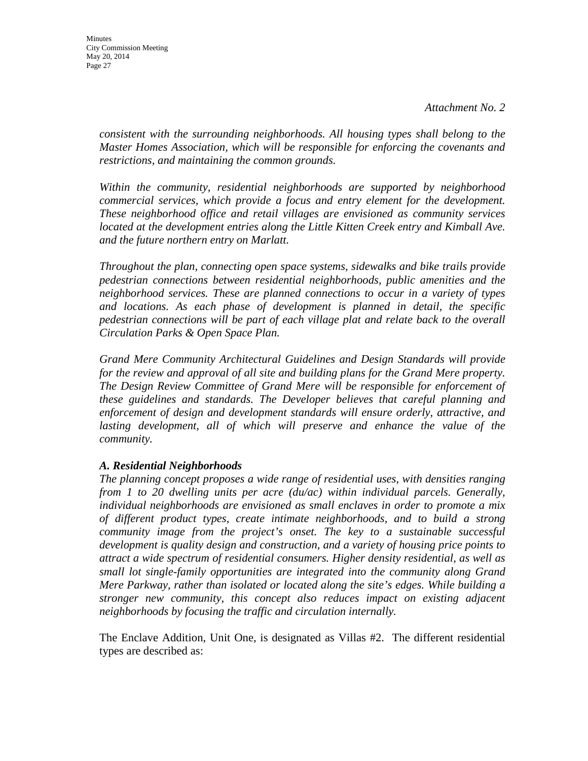*Attachment No. 2*

*consistent with the surrounding neighborhoods. All housing types shall belong to the Master Homes Association, which will be responsible for enforcing the covenants and restrictions, and maintaining the common grounds.*

*Within the community, residential neighborhoods are supported by neighborhood commercial services, which provide a focus and entry element for the development. These neighborhood office and retail villages are envisioned as community services located at the development entries along the Little Kitten Creek entry and Kimball Ave. and the future northern entry on Marlatt.*

*Throughout the plan, connecting open space systems, sidewalks and bike trails provide pedestrian connections between residential neighborhoods, public amenities and the neighborhood services. These are planned connections to occur in a variety of types and locations. As each phase of development is planned in detail, the specific pedestrian connections will be part of each village plat and relate back to the overall Circulation Parks & Open Space Plan.*

*Grand Mere Community Architectural Guidelines and Design Standards will provide for the review and approval of all site and building plans for the Grand Mere property. The Design Review Committee of Grand Mere will be responsible for enforcement of these guidelines and standards. The Developer believes that careful planning and enforcement of design and development standards will ensure orderly, attractive, and lasting development, all of which will preserve and enhance the value of the community.*

***A. Residential Neighborhoods***

*The planning concept proposes a wide range of residential uses, with densities ranging from 1 to 20 dwelling units per acre (du/ac) within individual parcels. Generally, individual neighborhoods are envisioned as small enclaves in order to promote a mix of different product types, create intimate neighborhoods, and to build a strong community image from the project's onset. The key to a sustainable successful development is quality design and construction, and a variety of housing price points to attract a wide spectrum of residential consumers. Higher density residential, as well as small lot single-family opportunities are integrated into the community along Grand Mere Parkway, rather than isolated or located along the site's edges. While building a stronger new community, this concept also reduces impact on existing adjacent neighborhoods by focusing the traffic and circulation internally.*

The Enclave Addition, Unit One, is designated as Villas #2. The different residential types are described as: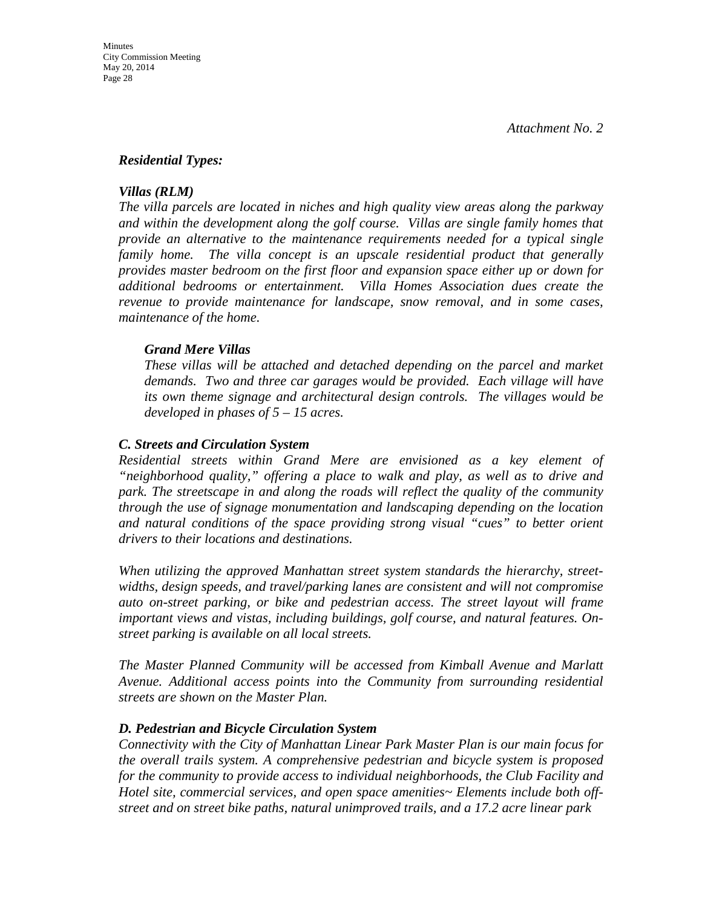*Attachment No. 2*

***Residential Types:***

***Villas (RLM)***

*The villa parcels are located in niches and high quality view areas along the parkway and within the development along the golf course. Villas are single family homes that provide an alternative to the maintenance requirements needed for a typical single family home. The villa concept is an upscale residential product that generally provides master bedroom on the first floor and expansion space either up or down for additional bedrooms or entertainment. Villa Homes Association dues create the revenue to provide maintenance for landscape, snow removal, and in some cases, maintenance of the home.*

***Grand Mere Villas***

*These villas will be attached and detached depending on the parcel and market demands. Two and three car garages would be provided. Each village will have its own theme signage and architectural design controls. The villages would be developed in phases of 5 – 15 acres.*

***C. Streets and Circulation System***

*Residential streets within Grand Mere are envisioned as a key element of "neighborhood quality," offering a place to walk and play, as well as to drive and park. The streetscape in and along the roads will reflect the quality of the community through the use of signage monumentation and landscaping depending on the location and natural conditions of the space providing strong visual "cues" to better orient drivers to their locations and destinations.*

*When utilizing the approved Manhattan street system standards the hierarchy, street-widths, design speeds, and travel/parking lanes are consistent and will not compromise auto on-street parking, or bike and pedestrian access. The street layout will frame important views and vistas, including buildings, golf course, and natural features. On-street parking is available on all local streets.*

*The Master Planned Community will be accessed from Kimball Avenue and Marlatt Avenue. Additional access points into the Community from surrounding residential streets are shown on the Master Plan.*

***D. Pedestrian and Bicycle Circulation System***

*Connectivity with the City of Manhattan Linear Park Master Plan is our main focus for the overall trails system. A comprehensive pedestrian and bicycle system is proposed for the community to provide access to individual neighborhoods, the Club Facility and Hotel site, commercial services, and open space amenities~ Elements include both off-street and on street bike paths, natural unimproved trails, and a 17.2 acre linear park*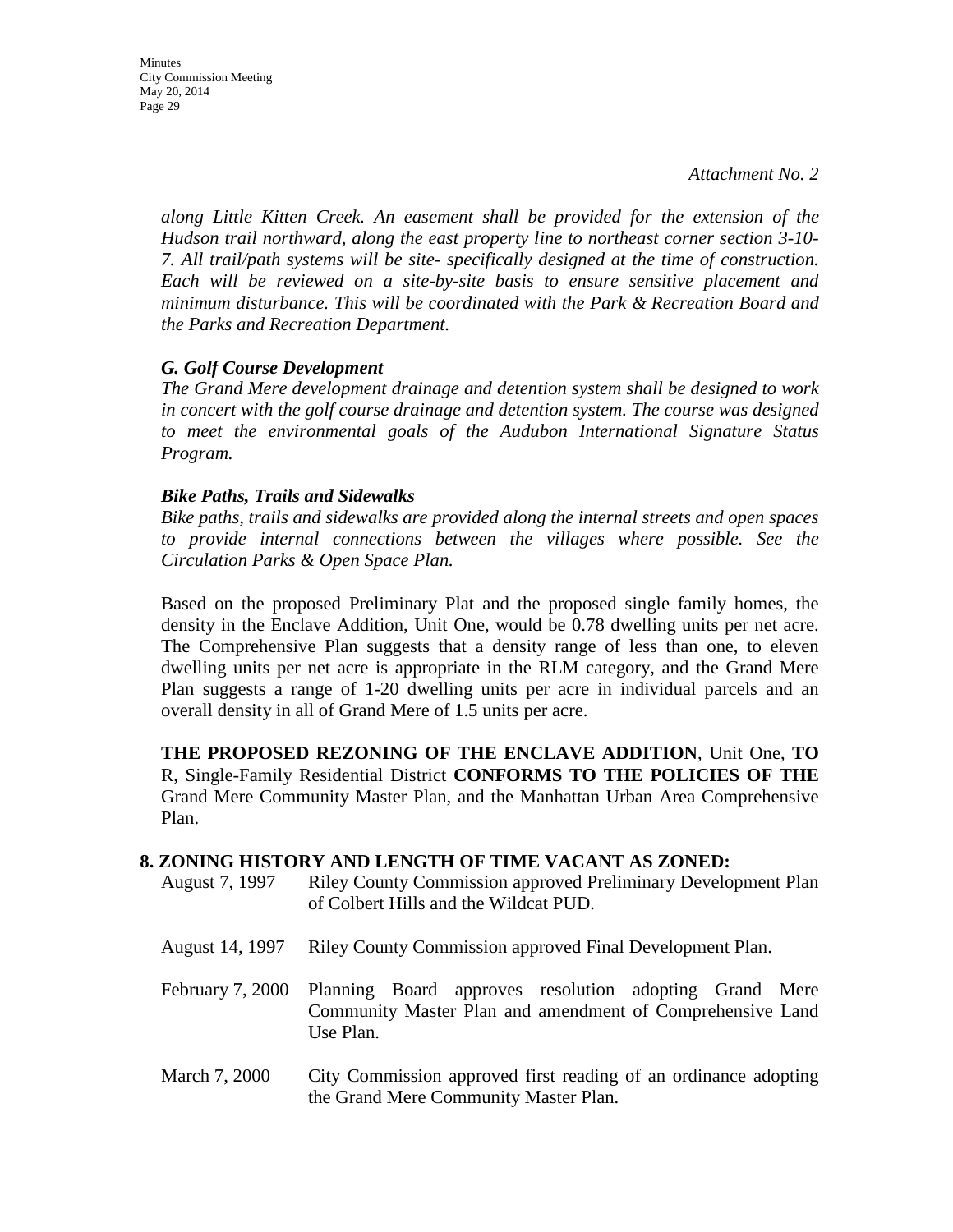*Attachment No. 2*

*along Little Kitten Creek. An easement shall be provided for the extension of the Hudson trail northward, along the east property line to northeast corner section 3-10-7. All trail/path systems will be site- specifically designed at the time of construction. Each will be reviewed on a site-by-site basis to ensure sensitive placement and minimum disturbance. This will be coordinated with the Park & Recreation Board and the Parks and Recreation Department.*

***G. Golf Course Development***

*The Grand Mere development drainage and detention system shall be designed to work in concert with the golf course drainage and detention system. The course was designed to meet the environmental goals of the Audubon International Signature Status Program.*

***Bike Paths, Trails and Sidewalks***

*Bike paths, trails and sidewalks are provided along the internal streets and open spaces to provide internal connections between the villages where possible. See the Circulation Parks & Open Space Plan.*

Based on the proposed Preliminary Plat and the proposed single family homes, the density in the Enclave Addition, Unit One, would be 0.78 dwelling units per net acre. The Comprehensive Plan suggests that a density range of less than one, to eleven dwelling units per net acre is appropriate in the RLM category, and the Grand Mere Plan suggests a range of 1-20 dwelling units per acre in individual parcels and an overall density in all of Grand Mere of 1.5 units per acre.

**THE PROPOSED REZONING OF THE ENCLAVE ADDITION**, Unit One, **TO** R, Single-Family Residential District **CONFORMS TO THE POLICIES OF THE** Grand Mere Community Master Plan, and the Manhattan Urban Area Comprehensive Plan.

**8. ZONING HISTORY AND LENGTH OF TIME VACANT AS ZONED:**

| | |
|---|---|
| August 7, 1997 | Riley County Commission approved Preliminary Development Plan of Colbert Hills and the Wildcat PUD. |
| August 14, 1997 | Riley County Commission approved Final Development Plan. |
| February 7, 2000 | Planning Board approves resolution adopting Grand Mere Community Master Plan and amendment of Comprehensive Land Use Plan. |
| March 7, 2000 | City Commission approved first reading of an ordinance adopting the Grand Mere Community Master Plan. |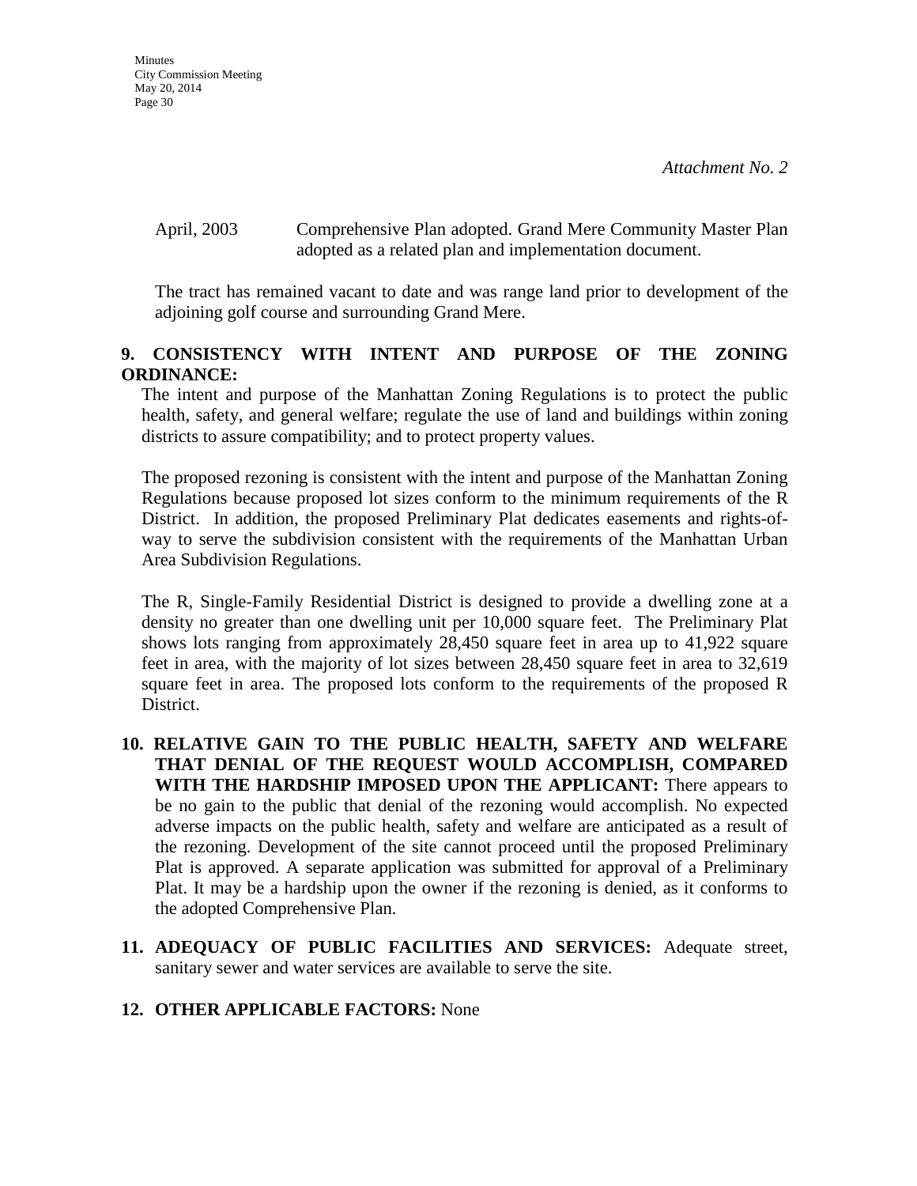*Attachment No. 2*

April, 2003 Comprehensive Plan adopted. Grand Mere Community Master Plan adopted as a related plan and implementation document.

The tract has remained vacant to date and was range land prior to development of the adjoining golf course and surrounding Grand Mere.

**9. CONSISTENCY WITH INTENT AND PURPOSE OF THE ZONING ORDINANCE:**

The intent and purpose of the Manhattan Zoning Regulations is to protect the public health, safety, and general welfare; regulate the use of land and buildings within zoning districts to assure compatibility; and to protect property values.

The proposed rezoning is consistent with the intent and purpose of the Manhattan Zoning Regulations because proposed lot sizes conform to the minimum requirements of the R District. In addition, the proposed Preliminary Plat dedicates easements and rights-of-way to serve the subdivision consistent with the requirements of the Manhattan Urban Area Subdivision Regulations.

The R, Single-Family Residential District is designed to provide a dwelling zone at a density no greater than one dwelling unit per 10,000 square feet. The Preliminary Plat shows lots ranging from approximately 28,450 square feet in area up to 41,922 square feet in area, with the majority of lot sizes between 28,450 square feet in area to 32,619 square feet in area. The proposed lots conform to the requirements of the proposed R District.

**10. RELATIVE GAIN TO THE PUBLIC HEALTH, SAFETY AND WELFARE THAT DENIAL OF THE REQUEST WOULD ACCOMPLISH, COMPARED WITH THE HARDSHIP IMPOSED UPON THE APPLICANT:** There appears to be no gain to the public that denial of the rezoning would accomplish. No expected adverse impacts on the public health, safety and welfare are anticipated as a result of the rezoning. Development of the site cannot proceed until the proposed Preliminary Plat is approved. A separate application was submitted for approval of a Preliminary Plat. It may be a hardship upon the owner if the rezoning is denied, as it conforms to the adopted Comprehensive Plan.

**11. ADEQUACY OF PUBLIC FACILITIES AND SERVICES:** Adequate street, sanitary sewer and water services are available to serve the site.

**12. OTHER APPLICABLE FACTORS:** None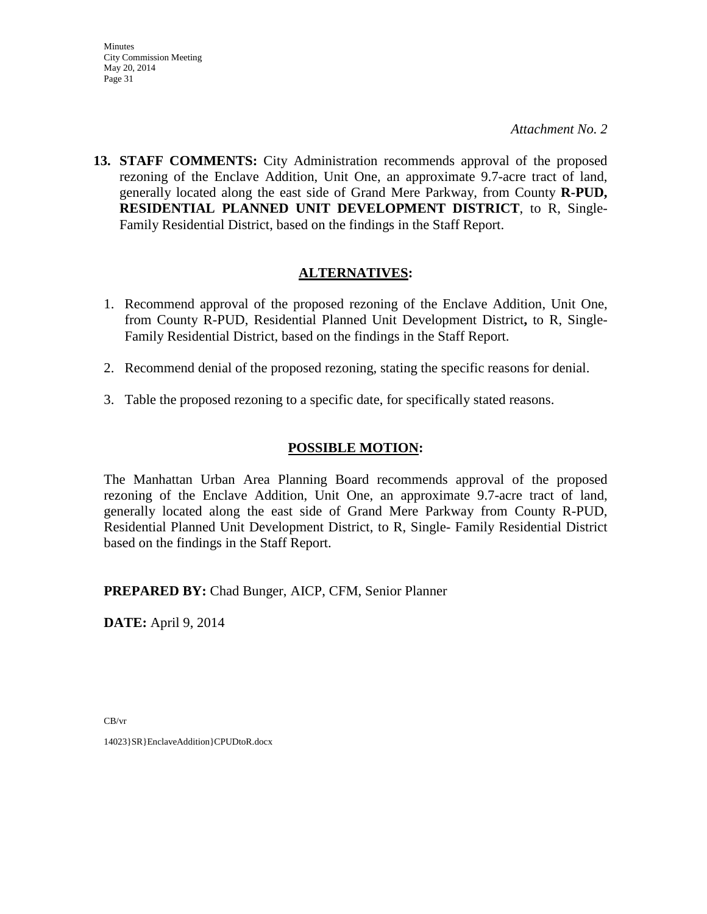*Attachment No. 2*

**13. STAFF COMMENTS:** City Administration recommends approval of the proposed rezoning of the Enclave Addition, Unit One, an approximate 9.7-acre tract of land, generally located along the east side of Grand Mere Parkway, from County **R-PUD, RESIDENTIAL PLANNED UNIT DEVELOPMENT DISTRICT**, to R, Single-Family Residential District, based on the findings in the Staff Report.

## **ALTERNATIVES:**

1. Recommend approval of the proposed rezoning of the Enclave Addition, Unit One, from County R-PUD, Residential Planned Unit Development District**,** to R, Single-Family Residential District, based on the findings in the Staff Report.

2. Recommend denial of the proposed rezoning, stating the specific reasons for denial.

3. Table the proposed rezoning to a specific date, for specifically stated reasons.

## **POSSIBLE MOTION:**

The Manhattan Urban Area Planning Board recommends approval of the proposed rezoning of the Enclave Addition, Unit One, an approximate 9.7-acre tract of land, generally located along the east side of Grand Mere Parkway from County R-PUD, Residential Planned Unit Development District, to R, Single- Family Residential District based on the findings in the Staff Report.

**PREPARED BY:** Chad Bunger, AICP, CFM, Senior Planner

**DATE:** April 9, 2014

CB/vr

14023}SR}EnclaveAddition}CPUDtoR.docx